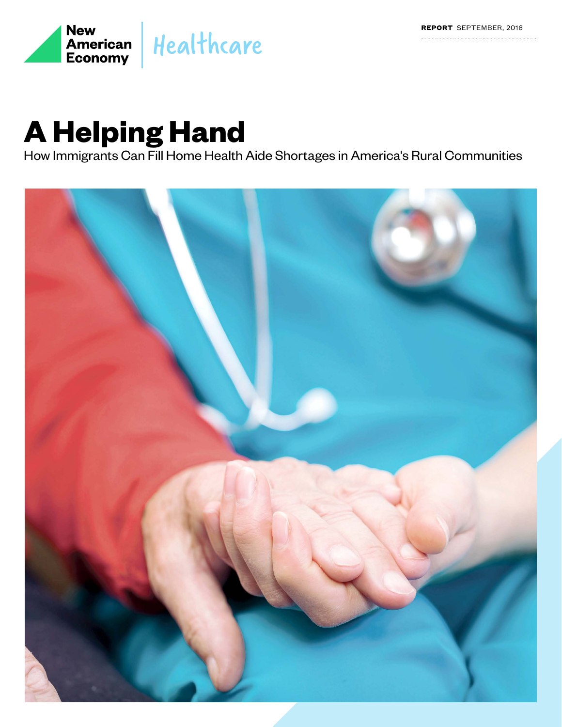New American Economy | Healthcare

**REPORT** SEPTEMBER, 2016

# A Helping Hand

How Immigrants Can Fill Home Health Aide Shortages in America's Rural Communities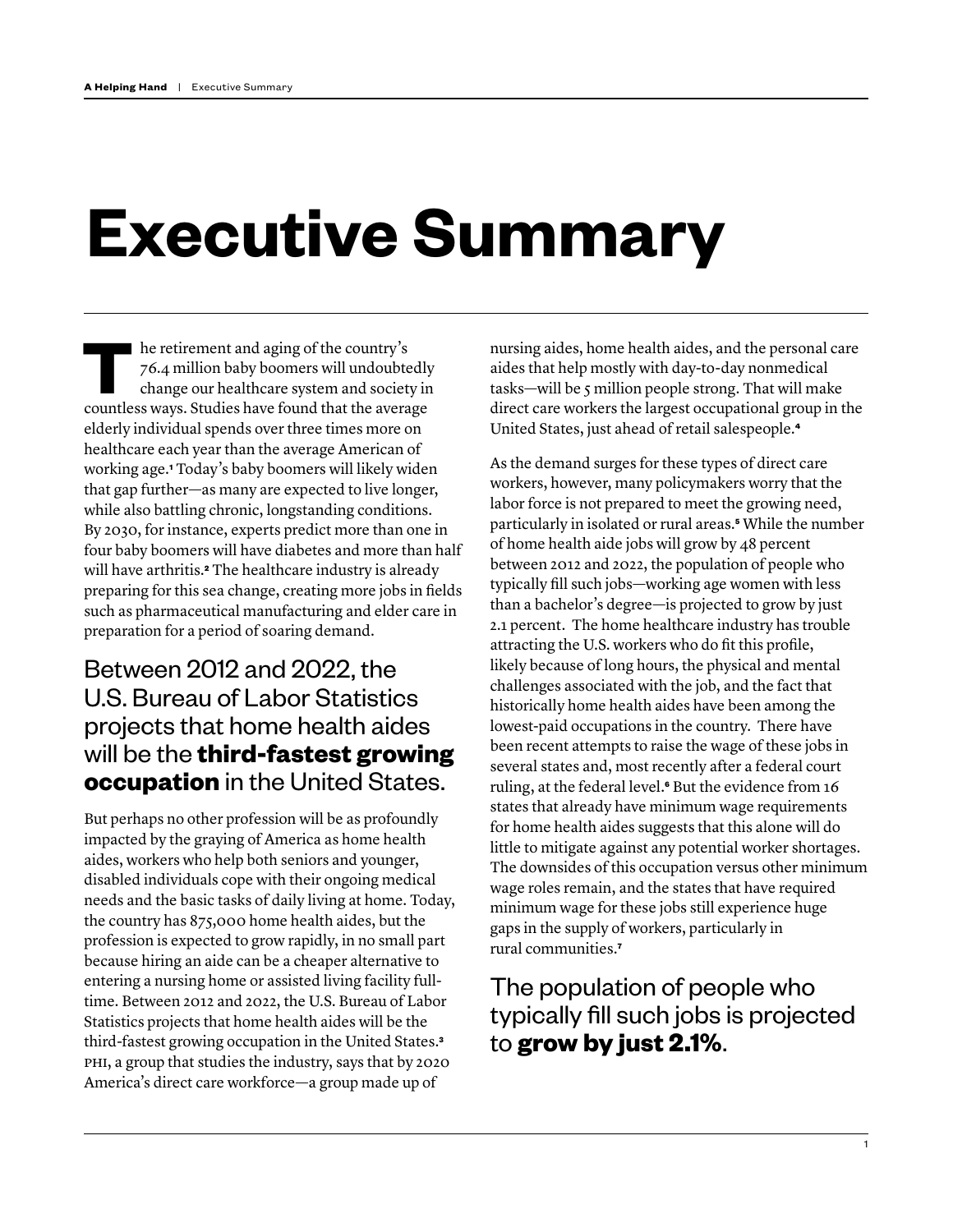# Executive Summary

The retirement and aging of the country's 76.4 million baby boomers will undoubtedly change our healthcare system and society in countless ways. Studies have found that the average elderly individual spends over three times more on healthcare each year than the average American of working age.[1] Today's baby boomers will likely widen that gap further—as many are expected to live longer, while also battling chronic, longstanding conditions. By 2030, for instance, experts predict more than one in four baby boomers will have diabetes and more than half will have arthritis.[2] The healthcare industry is already preparing for this sea change, creating more jobs in fields such as pharmaceutical manufacturing and elder care in preparation for a period of soaring demand.

> Between 2012 and 2022, the U.S. Bureau of Labor Statistics projects that home health aides will be the **third-fastest growing occupation** in the United States.

But perhaps no other profession will be as profoundly impacted by the graying of America as home health aides, workers who help both seniors and younger, disabled individuals cope with their ongoing medical needs and the basic tasks of daily living at home. Today, the country has 875,000 home health aides, but the profession is expected to grow rapidly, in no small part because hiring an aide can be a cheaper alternative to entering a nursing home or assisted living facility full-time. Between 2012 and 2022, the U.S. Bureau of Labor Statistics projects that home health aides will be the third-fastest growing occupation in the United States.[3] PHI, a group that studies the industry, says that by 2020 America's direct care workforce—a group made up of nursing aides, home health aides, and the personal care aides that help mostly with day-to-day nonmedical tasks—will be 5 million people strong. That will make direct care workers the largest occupational group in the United States, just ahead of retail salespeople.[4]

As the demand surges for these types of direct care workers, however, many policymakers worry that the labor force is not prepared to meet the growing need, particularly in isolated or rural areas.[5] While the number of home health aide jobs will grow by 48 percent between 2012 and 2022, the population of people who typically fill such jobs—working age women with less than a bachelor's degree—is projected to grow by just 2.1 percent. The home healthcare industry has trouble attracting the U.S. workers who do fit this profile, likely because of long hours, the physical and mental challenges associated with the job, and the fact that historically home health aides have been among the lowest-paid occupations in the country. There have been recent attempts to raise the wage of these jobs in several states and, most recently after a federal court ruling, at the federal level.[6] But the evidence from 16 states that already have minimum wage requirements for home health aides suggests that this alone will do little to mitigate against any potential worker shortages. The downsides of this occupation versus other minimum wage roles remain, and the states that have required minimum wage for these jobs still experience huge gaps in the supply of workers, particularly in rural communities.[7]

> The population of people who typically fill such jobs is projected to **grow by just 2.1%**.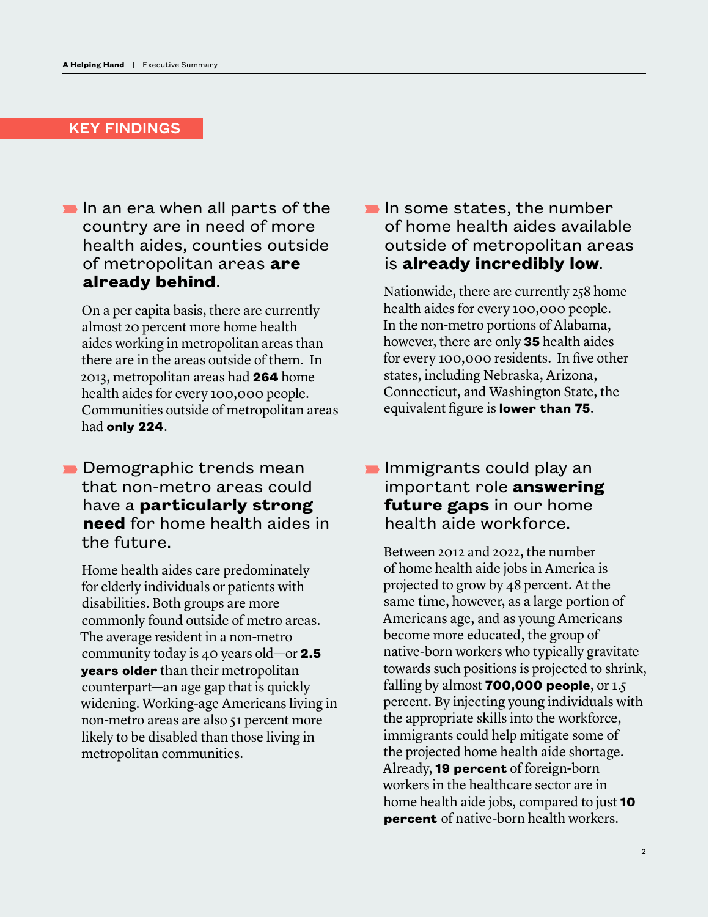## KEY FINDINGS

### In an era when all parts of the country are in need of more health aides, counties outside of metropolitan areas **are already behind**.

On a per capita basis, there are currently almost 20 percent more home health aides working in metropolitan areas than there are in the areas outside of them. In 2013, metropolitan areas had **264** home health aides for every 100,000 people. Communities outside of metropolitan areas had **only 224**.

### Demographic trends mean that non-metro areas could have a **particularly strong need** for home health aides in the future.

Home health aides care predominately for elderly individuals or patients with disabilities. Both groups are more commonly found outside of metro areas. The average resident in a non-metro community today is 40 years old—or **2.5 years older** than their metropolitan counterpart—an age gap that is quickly widening. Working-age Americans living in non-metro areas are also 51 percent more likely to be disabled than those living in metropolitan communities.

### In some states, the number of home health aides available outside of metropolitan areas is **already incredibly low**.

Nationwide, there are currently 258 home health aides for every 100,000 people. In the non-metro portions of Alabama, however, there are only **35** health aides for every 100,000 residents. In five other states, including Nebraska, Arizona, Connecticut, and Washington State, the equivalent figure is **lower than 75**.

### Immigrants could play an important role **answering future gaps** in our home health aide workforce.

Between 2012 and 2022, the number of home health aide jobs in America is projected to grow by 48 percent. At the same time, however, as a large portion of Americans age, and as young Americans become more educated, the group of native-born workers who typically gravitate towards such positions is projected to shrink, falling by almost **700,000 people**, or 1.5 percent. By injecting young individuals with the appropriate skills into the workforce, immigrants could help mitigate some of the projected home health aide shortage. Already, **19 percent** of foreign-born workers in the healthcare sector are in home health aide jobs, compared to just **10 percent** of native-born health workers.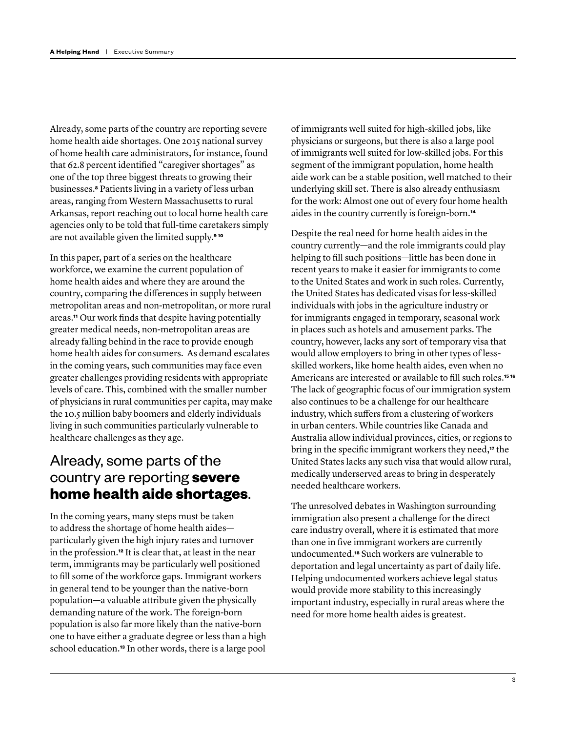Already, some parts of the country are reporting severe home health aide shortages. One 2015 national survey of home health care administrators, for instance, found that 62.8 percent identified "caregiver shortages" as one of the top three biggest threats to growing their businesses.[8] Patients living in a variety of less urban areas, ranging from Western Massachusetts to rural Arkansas, report reaching out to local home health care agencies only to be told that full-time caretakers simply are not available given the limited supply.[9 10]

In this paper, part of a series on the healthcare workforce, we examine the current population of home health aides and where they are around the country, comparing the differences in supply between metropolitan areas and non-metropolitan, or more rural areas.[11] Our work finds that despite having potentially greater medical needs, non-metropolitan areas are already falling behind in the race to provide enough home health aides for consumers. As demand escalates in the coming years, such communities may face even greater challenges providing residents with appropriate levels of care. This, combined with the smaller number of physicians in rural communities per capita, may make the 10.5 million baby boomers and elderly individuals living in such communities particularly vulnerable to healthcare challenges as they age.

## Already, some parts of the country are reporting **severe home health aide shortages**.

In the coming years, many steps must be taken to address the shortage of home health aides—particularly given the high injury rates and turnover in the profession.[12] It is clear that, at least in the near term, immigrants may be particularly well positioned to fill some of the workforce gaps. Immigrant workers in general tend to be younger than the native-born population—a valuable attribute given the physically demanding nature of the work. The foreign-born population is also far more likely than the native-born one to have either a graduate degree or less than a high school education.[13] In other words, there is a large pool of immigrants well suited for high-skilled jobs, like physicians or surgeons, but there is also a large pool of immigrants well suited for low-skilled jobs. For this segment of the immigrant population, home health aide work can be a stable position, well matched to their underlying skill set. There is also already enthusiasm for the work: Almost one out of every four home health aides in the country currently is foreign-born.[14]

Despite the real need for home health aides in the country currently—and the role immigrants could play helping to fill such positions—little has been done in recent years to make it easier for immigrants to come to the United States and work in such roles. Currently, the United States has dedicated visas for less-skilled individuals with jobs in the agriculture industry or for immigrants engaged in temporary, seasonal work in places such as hotels and amusement parks. The country, however, lacks any sort of temporary visa that would allow employers to bring in other types of less-skilled workers, like home health aides, even when no Americans are interested or available to fill such roles.[15 16] The lack of geographic focus of our immigration system also continues to be a challenge for our healthcare industry, which suffers from a clustering of workers in urban centers. While countries like Canada and Australia allow individual provinces, cities, or regions to bring in the specific immigrant workers they need,[17] the United States lacks any such visa that would allow rural, medically underserved areas to bring in desperately needed healthcare workers.

The unresolved debates in Washington surrounding immigration also present a challenge for the direct care industry overall, where it is estimated that more than one in five immigrant workers are currently undocumented.[18] Such workers are vulnerable to deportation and legal uncertainty as part of daily life. Helping undocumented workers achieve legal status would provide more stability to this increasingly important industry, especially in rural areas where the need for more home health aides is greatest.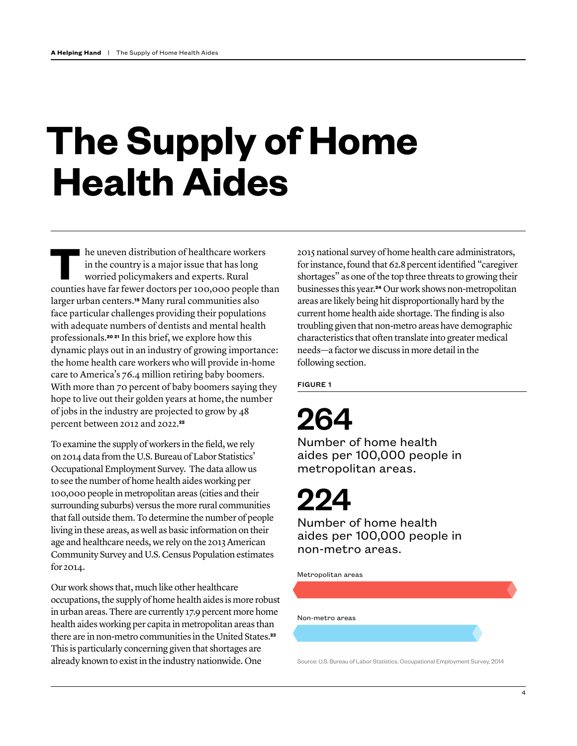# The Supply of Home Health Aides

The uneven distribution of healthcare workers in the country is a major issue that has long worried policymakers and experts. Rural counties have far fewer doctors per 100,000 people than larger urban centers.[19] Many rural communities also face particular challenges providing their populations with adequate numbers of dentists and mental health professionals.[20][21] In this brief, we explore how this dynamic plays out in an industry of growing importance: the home health care workers who will provide in-home care to America's 76.4 million retiring baby boomers. With more than 70 percent of baby boomers saying they hope to live out their golden years at home, the number of jobs in the industry are projected to grow by 48 percent between 2012 and 2022.[22]

To examine the supply of workers in the field, we rely on 2014 data from the U.S. Bureau of Labor Statistics' Occupational Employment Survey. The data allow us to see the number of home health aides working per 100,000 people in metropolitan areas (cities and their surrounding suburbs) versus the more rural communities that fall outside them. To determine the number of people living in these areas, as well as basic information on their age and healthcare needs, we rely on the 2013 American Community Survey and U.S. Census Population estimates for 2014.

Our work shows that, much like other healthcare occupations, the supply of home health aides is more robust in urban areas. There are currently 17.9 percent more home health aides working per capita in metropolitan areas than there are in non-metro communities in the United States.[23] This is particularly concerning given that shortages are already known to exist in the industry nationwide. One 2015 national survey of home health care administrators, for instance, found that 62.8 percent identified "caregiver shortages" as one of the top three threats to growing their businesses this year.[24] Our work shows non-metropolitan areas are likely being hit disproportionally hard by the current home health aide shortage. The finding is also troubling given that non-metro areas have demographic characteristics that often translate into greater medical needs—a factor we discuss in more detail in the following section.

**FIGURE 1**

**264**

Number of home health aides per 100,000 people in metropolitan areas.

**224**

Number of home health aides per 100,000 people in non-metro areas.

Metropolitan areas

Non-metro areas

Source: U.S. Bureau of Labor Statistics, Occupational Employment Survey, 2014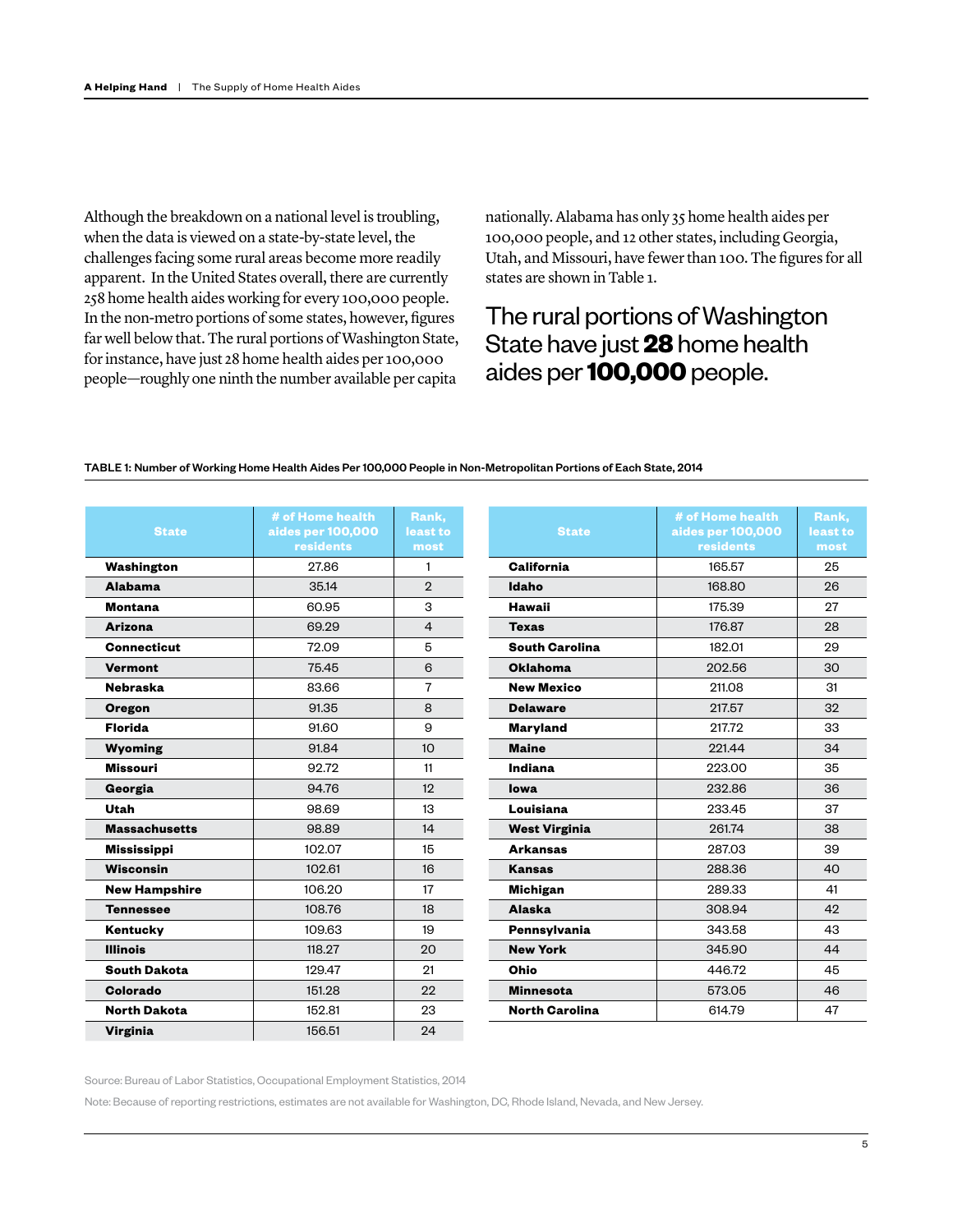Although the breakdown on a national level is troubling, when the data is viewed on a state-by-state level, the challenges facing some rural areas become more readily apparent. In the United States overall, there are currently 258 home health aides working for every 100,000 people. In the non-metro portions of some states, however, figures far well below that. The rural portions of Washington State, for instance, have just 28 home health aides per 100,000 people—roughly one ninth the number available per capita nationally. Alabama has only 35 home health aides per 100,000 people, and 12 other states, including Georgia, Utah, and Missouri, have fewer than 100. The figures for all states are shown in Table 1.

## The rural portions of Washington State have just **28** home health aides per **100,000** people.

**TABLE 1: Number of Working Home Health Aides Per 100,000 People in Non-Metropolitan Portions of Each State, 2014**

| State | # of Home health aides per 100,000 residents | Rank, least to most |
|---|---|---|
| **Washington** | 27.86 | 1 |
| **Alabama** | 35.14 | 2 |
| **Montana** | 60.95 | 3 |
| **Arizona** | 69.29 | 4 |
| **Connecticut** | 72.09 | 5 |
| **Vermont** | 75.45 | 6 |
| **Nebraska** | 83.66 | 7 |
| **Oregon** | 91.35 | 8 |
| **Florida** | 91.60 | 9 |
| **Wyoming** | 91.84 | 10 |
| **Missouri** | 92.72 | 11 |
| **Georgia** | 94.76 | 12 |
| **Utah** | 98.69 | 13 |
| **Massachusetts** | 98.89 | 14 |
| **Mississippi** | 102.07 | 15 |
| **Wisconsin** | 102.61 | 16 |
| **New Hampshire** | 106.20 | 17 |
| **Tennessee** | 108.76 | 18 |
| **Kentucky** | 109.63 | 19 |
| **Illinois** | 118.27 | 20 |
| **South Dakota** | 129.47 | 21 |
| **Colorado** | 151.28 | 22 |
| **North Dakota** | 152.81 | 23 |
| **Virginia** | 156.51 | 24 |
| **California** | 165.57 | 25 |
| **Idaho** | 168.80 | 26 |
| **Hawaii** | 175.39 | 27 |
| **Texas** | 176.87 | 28 |
| **South Carolina** | 182.01 | 29 |
| **Oklahoma** | 202.56 | 30 |
| **New Mexico** | 211.08 | 31 |
| **Delaware** | 217.57 | 32 |
| **Maryland** | 217.72 | 33 |
| **Maine** | 221.44 | 34 |
| **Indiana** | 223.00 | 35 |
| **Iowa** | 232.86 | 36 |
| **Louisiana** | 233.45 | 37 |
| **West Virginia** | 261.74 | 38 |
| **Arkansas** | 287.03 | 39 |
| **Kansas** | 288.36 | 40 |
| **Michigan** | 289.33 | 41 |
| **Alaska** | 308.94 | 42 |
| **Pennsylvania** | 343.58 | 43 |
| **New York** | 345.90 | 44 |
| **Ohio** | 446.72 | 45 |
| **Minnesota** | 573.05 | 46 |
| **North Carolina** | 614.79 | 47 |

Source: Bureau of Labor Statistics, Occupational Employment Statistics, 2014

Note: Because of reporting restrictions, estimates are not available for Washington, DC, Rhode Island, Nevada, and New Jersey.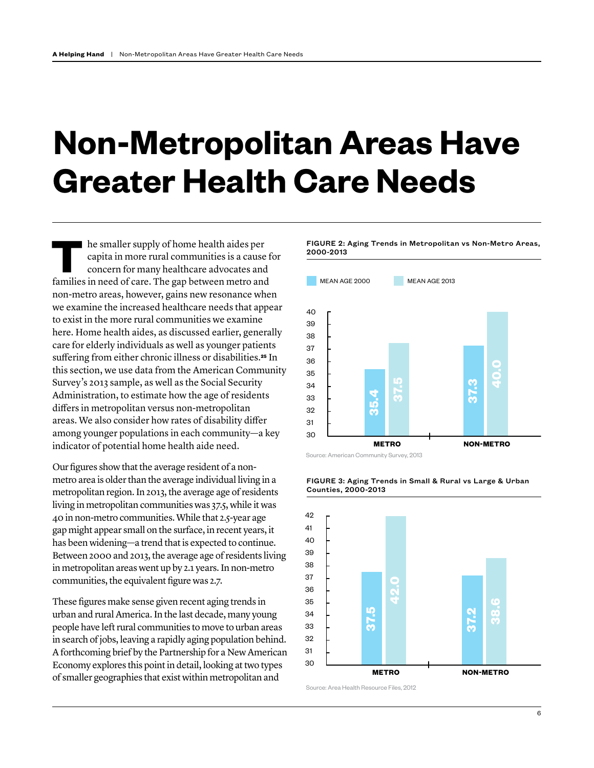# Non-Metropolitan Areas Have Greater Health Care Needs

The smaller supply of home health aides per capita in more rural communities is a cause for concern for many healthcare advocates and families in need of care. The gap between metro and non-metro areas, however, gains new resonance when we examine the increased healthcare needs that appear to exist in the more rural communities we examine here. Home health aides, as discussed earlier, generally care for elderly individuals as well as younger patients suffering from either chronic illness or disabilities.[25] In this section, we use data from the American Community Survey's 2013 sample, as well as the Social Security Administration, to estimate how the age of residents differs in metropolitan versus non-metropolitan areas. We also consider how rates of disability differ among younger populations in each community—a key indicator of potential home health aide need.

Our figures show that the average resident of a non-metro area is older than the average individual living in a metropolitan region. In 2013, the average age of residents living in metropolitan communities was 37.5, while it was 40 in non-metro communities. While that 2.5-year age gap might appear small on the surface, in recent years, it has been widening—a trend that is expected to continue. Between 2000 and 2013, the average age of residents living in metropolitan areas went up by 2.1 years. In non-metro communities, the equivalent figure was 2.7.

These figures make sense given recent aging trends in urban and rural America. In the last decade, many young people have left rural communities to move to urban areas in search of jobs, leaving a rapidly aging population behind. A forthcoming brief by the Partnership for a New American Economy explores this point in detail, looking at two types of smaller geographies that exist within metropolitan and

**FIGURE 2: Aging Trends in Metropolitan vs Non-Metro Areas, 2000-2013**

| | MEAN AGE 2000 | MEAN AGE 2013 |
|---|---|---|
| METRO | 35.4 | 37.5 |
| NON-METRO | 37.3 | 40.0 |

Source: American Community Survey, 2013

**FIGURE 3: Aging Trends in Small & Rural vs Large & Urban Counties, 2000-2013**

| | MEAN AGE 2000 | MEAN AGE 2013 |
|---|---|---|
| METRO | 37.5 | 42.0 |
| NON-METRO | 37.2 | 38.6 |

Source: Area Health Resource Files, 2012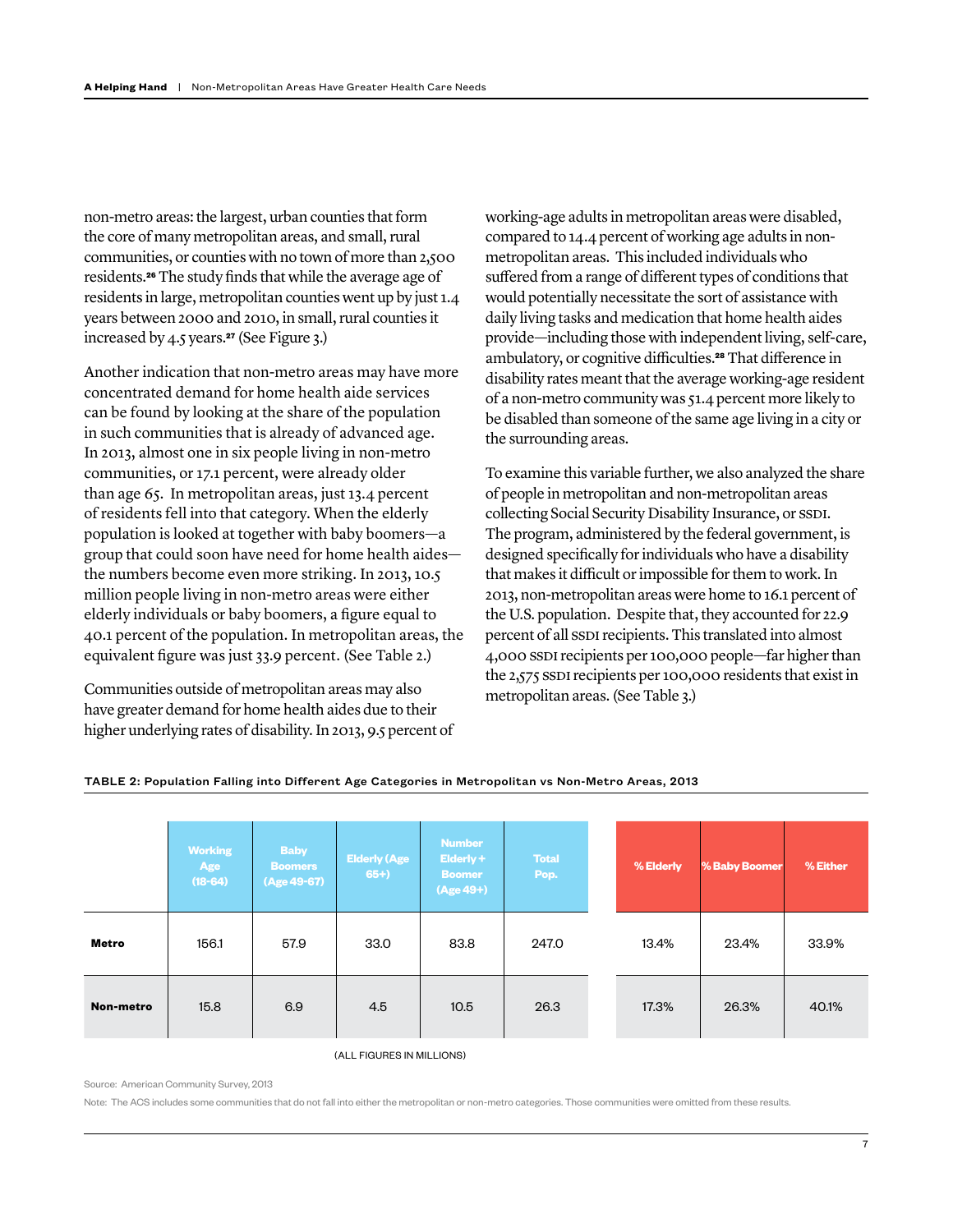non-metro areas: the largest, urban counties that form the core of many metropolitan areas, and small, rural communities, or counties with no town of more than 2,500 residents.[26] The study finds that while the average age of residents in large, metropolitan counties went up by just 1.4 years between 2000 and 2010, in small, rural counties it increased by 4.5 years.[27] (See Figure 3.)

Another indication that non-metro areas may have more concentrated demand for home health aide services can be found by looking at the share of the population in such communities that is already of advanced age. In 2013, almost one in six people living in non-metro communities, or 17.1 percent, were already older than age 65. In metropolitan areas, just 13.4 percent of residents fell into that category. When the elderly population is looked at together with baby boomers—a group that could soon have need for home health aides—the numbers become even more striking. In 2013, 10.5 million people living in non-metro areas were either elderly individuals or baby boomers, a figure equal to 40.1 percent of the population. In metropolitan areas, the equivalent figure was just 33.9 percent. (See Table 2.)

Communities outside of metropolitan areas may also have greater demand for home health aides due to their higher underlying rates of disability. In 2013, 9.5 percent of working-age adults in metropolitan areas were disabled, compared to 14.4 percent of working age adults in non-metropolitan areas. This included individuals who suffered from a range of different types of conditions that would potentially necessitate the sort of assistance with daily living tasks and medication that home health aides provide—including those with independent living, self-care, ambulatory, or cognitive difficulties.[28] That difference in disability rates meant that the average working-age resident of a non-metro community was 51.4 percent more likely to be disabled than someone of the same age living in a city or the surrounding areas.

To examine this variable further, we also analyzed the share of people in metropolitan and non-metropolitan areas collecting Social Security Disability Insurance, or SSDI. The program, administered by the federal government, is designed specifically for individuals who have a disability that makes it difficult or impossible for them to work. In 2013, non-metropolitan areas were home to 16.1 percent of the U.S. population. Despite that, they accounted for 22.9 percent of all SSDI recipients. This translated into almost 4,000 SSDI recipients per 100,000 people—far higher than the 2,575 SSDI recipients per 100,000 residents that exist in metropolitan areas. (See Table 3.)

**TABLE 2: Population Falling into Different Age Categories in Metropolitan vs Non-Metro Areas, 2013**

| | Working Age (18-64) | Baby Boomers (Age 49-67) | Elderly (Age 65+) | Number Elderly + Boomer (Age 49+) | Total Pop. | % Elderly | % Baby Boomer | % Either |
|---|---|---|---|---|---|---|---|---|
| **Metro** | 156.1 | 57.9 | 33.0 | 83.8 | 247.0 | 13.4% | 23.4% | 33.9% |
| **Non-metro** | 15.8 | 6.9 | 4.5 | 10.5 | 26.3 | 17.3% | 26.3% | 40.1% |

(ALL FIGURES IN MILLIONS)

Source: American Community Survey, 2013

Note: The ACS includes some communities that do not fall into either the metropolitan or non-metro categories. Those communities were omitted from these results.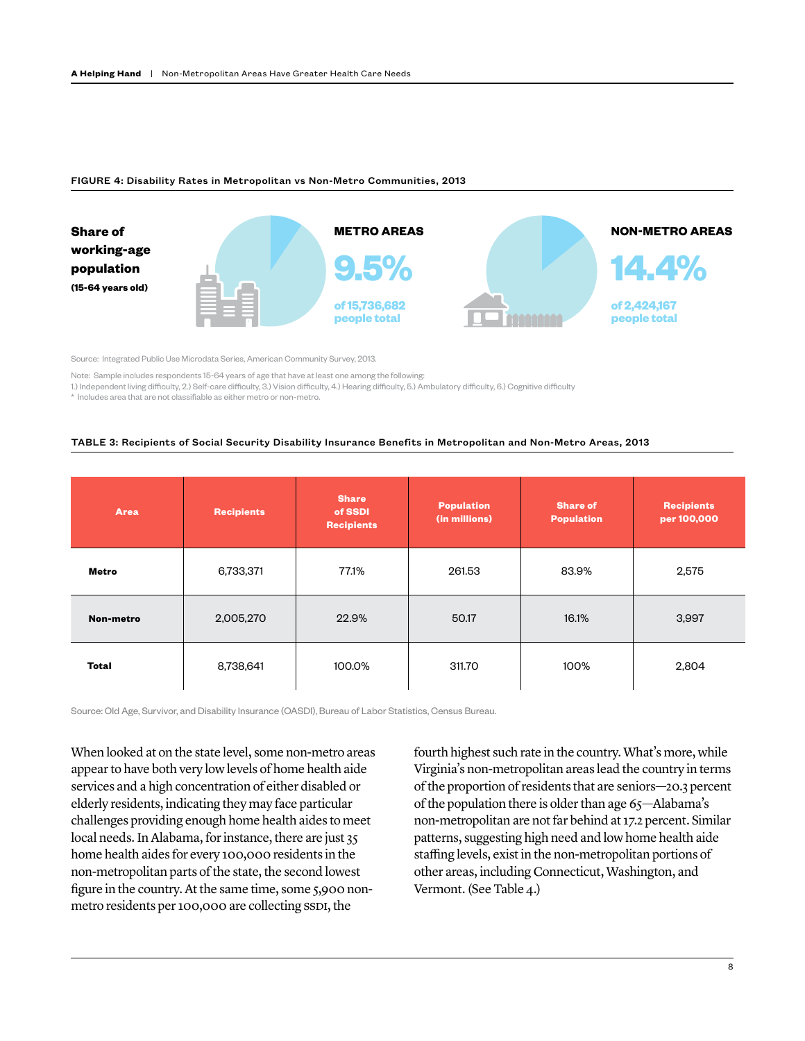**FIGURE 4: Disability Rates in Metropolitan vs Non-Metro Communities, 2013**

**Share of working-age population**
**(15-64 years old)**

**METRO AREAS**

**9.5%**

of 15,736,682 people total

**NON-METRO AREAS**

**14.4%**

of 2,424,167 people total

Source: Integrated Public Use Microdata Series, American Community Survey, 2013.

Note: Sample includes respondents 15-64 years of age that have at least one among the following:
1.) Independent living difficulty, 2.) Self-care difficulty, 3.) Vision difficulty, 4.) Hearing difficulty, 5.) Ambulatory difficulty, 6.) Cognitive difficulty
* Includes area that are not classifiable as either metro or non-metro.

**TABLE 3: Recipients of Social Security Disability Insurance Benefits in Metropolitan and Non-Metro Areas, 2013**

| Area | Recipients | Share of SSDI Recipients | Population (in millions) | Share of Population | Recipients per 100,000 |
|---|---|---|---|---|---|
| **Metro** | 6,733,371 | 77.1% | 261.53 | 83.9% | 2,575 |
| **Non-metro** | 2,005,270 | 22.9% | 50.17 | 16.1% | 3,997 |
| **Total** | 8,738,641 | 100.0% | 311.70 | 100% | 2,804 |

Source: Old Age, Survivor, and Disability Insurance (OASDI), Bureau of Labor Statistics, Census Bureau.

When looked at on the state level, some non-metro areas appear to have both very low levels of home health aide services and a high concentration of either disabled or elderly residents, indicating they may face particular challenges providing enough home health aides to meet local needs. In Alabama, for instance, there are just 35 home health aides for every 100,000 residents in the non-metropolitan parts of the state, the second lowest figure in the country. At the same time, some 5,900 non-metro residents per 100,000 are collecting SSDI, the fourth highest such rate in the country. What's more, while Virginia's non-metropolitan areas lead the country in terms of the proportion of residents that are seniors—20.3 percent of the population there is older than age 65—Alabama's non-metropolitan are not far behind at 17.2 percent. Similar patterns, suggesting high need and low home health aide staffing levels, exist in the non-metropolitan portions of other areas, including Connecticut, Washington, and Vermont. (See Table 4.)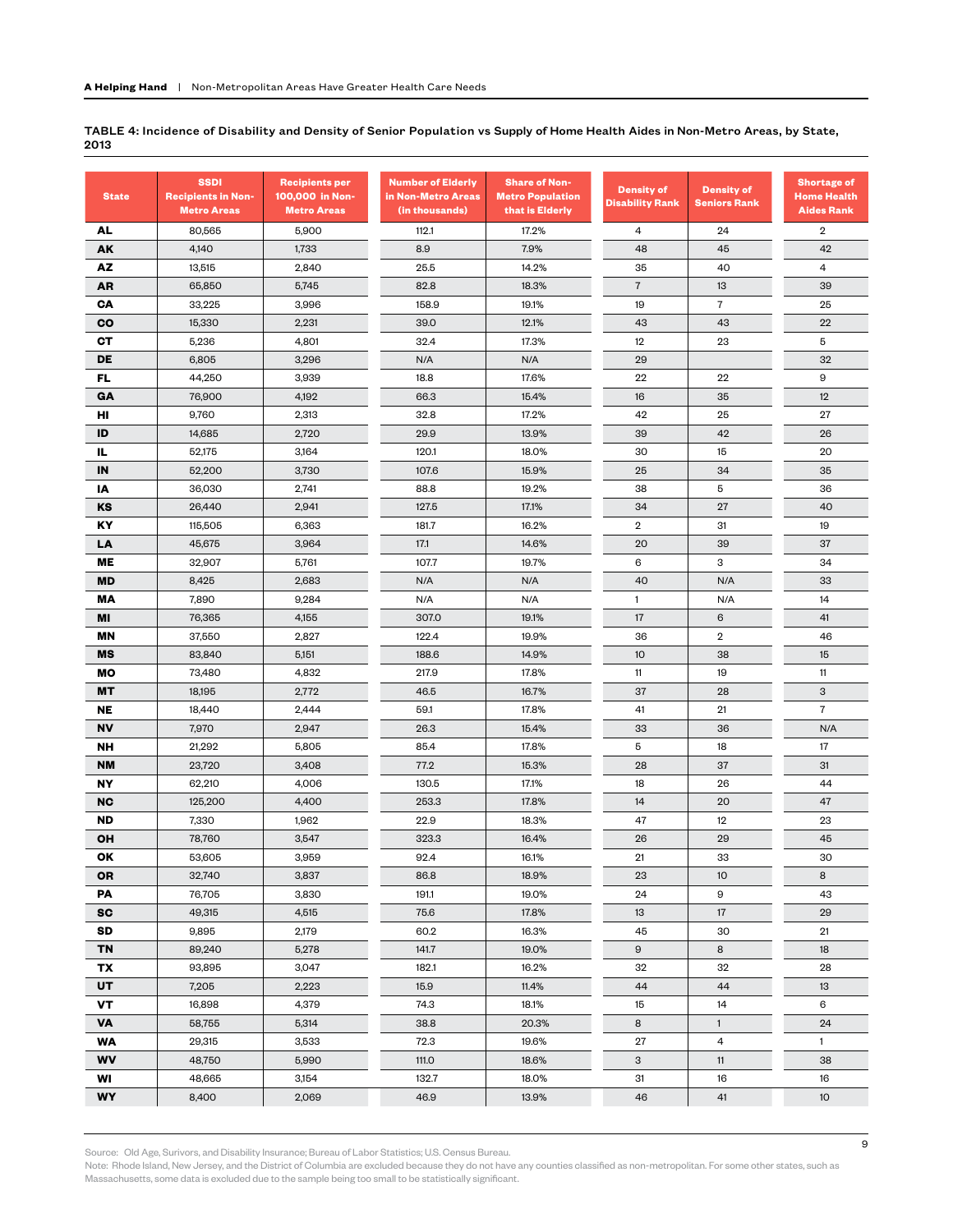TABLE 4: Incidence of Disability and Density of Senior Population vs Supply of Home Health Aides in Non-Metro Areas, by State, 2013

| State | SSDI Recipients in Non-Metro Areas | Recipients per 100,000 in Non-Metro Areas | Number of Elderly in Non-Metro Areas (in thousands) | Share of Non-Metro Population that is Elderly | Density of Disability Rank | Density of Seniors Rank | Shortage of Home Health Aides Rank |
|---|---|---|---|---|---|---|---|
| AL | 80,565 | 5,900 | 112.1 | 17.2% | 4 | 24 | 2 |
| AK | 4,140 | 1,733 | 8.9 | 7.9% | 48 | 45 | 42 |
| AZ | 13,515 | 2,840 | 25.5 | 14.2% | 35 | 40 | 4 |
| AR | 65,850 | 5,745 | 82.8 | 18.3% | 7 | 13 | 39 |
| CA | 33,225 | 3,996 | 158.9 | 19.1% | 19 | 7 | 25 |
| CO | 15,330 | 2,231 | 39.0 | 12.1% | 43 | 43 | 22 |
| CT | 5,236 | 4,801 | 32.4 | 17.3% | 12 | 23 | 5 |
| DE | 6,805 | 3,296 | N/A | N/A | 29 | | 32 |
| FL | 44,250 | 3,939 | 18.8 | 17.6% | 22 | 22 | 9 |
| GA | 76,900 | 4,192 | 66.3 | 15.4% | 16 | 35 | 12 |
| HI | 9,760 | 2,313 | 32.8 | 17.2% | 42 | 25 | 27 |
| ID | 14,685 | 2,720 | 29.9 | 13.9% | 39 | 42 | 26 |
| IL | 52,175 | 3,164 | 120.1 | 18.0% | 30 | 15 | 20 |
| IN | 52,200 | 3,730 | 107.6 | 15.9% | 25 | 34 | 35 |
| IA | 36,030 | 2,741 | 88.8 | 19.2% | 38 | 5 | 36 |
| KS | 26,440 | 2,941 | 127.5 | 17.1% | 34 | 27 | 40 |
| KY | 115,505 | 6,363 | 181.7 | 16.2% | 2 | 31 | 19 |
| LA | 45,675 | 3,964 | 17.1 | 14.6% | 20 | 39 | 37 |
| ME | 32,907 | 5,761 | 107.7 | 19.7% | 6 | 3 | 34 |
| MD | 8,425 | 2,683 | N/A | N/A | 40 | N/A | 33 |
| MA | 7,890 | 9,284 | N/A | N/A | 1 | N/A | 14 |
| MI | 76,365 | 4,155 | 307.0 | 19.1% | 17 | 6 | 41 |
| MN | 37,550 | 2,827 | 122.4 | 19.9% | 36 | 2 | 46 |
| MS | 83,840 | 5,151 | 188.6 | 14.9% | 10 | 38 | 15 |
| MO | 73,480 | 4,832 | 217.9 | 17.8% | 11 | 19 | 11 |
| MT | 18,195 | 2,772 | 46.5 | 16.7% | 37 | 28 | 3 |
| NE | 18,440 | 2,444 | 59.1 | 17.8% | 41 | 21 | 7 |
| NV | 7,970 | 2,947 | 26.3 | 15.4% | 33 | 36 | N/A |
| NH | 21,292 | 5,805 | 85.4 | 17.8% | 5 | 18 | 17 |
| NM | 23,720 | 3,408 | 77.2 | 15.3% | 28 | 37 | 31 |
| NY | 62,210 | 4,006 | 130.5 | 17.1% | 18 | 26 | 44 |
| NC | 125,200 | 4,400 | 253.3 | 17.8% | 14 | 20 | 47 |
| ND | 7,330 | 1,962 | 22.9 | 18.3% | 47 | 12 | 23 |
| OH | 78,760 | 3,547 | 323.3 | 16.4% | 26 | 29 | 45 |
| OK | 53,605 | 3,959 | 92.4 | 16.1% | 21 | 33 | 30 |
| OR | 32,740 | 3,837 | 86.8 | 18.9% | 23 | 10 | 8 |
| PA | 76,705 | 3,830 | 191.1 | 19.0% | 24 | 9 | 43 |
| SC | 49,315 | 4,515 | 75.6 | 17.8% | 13 | 17 | 29 |
| SD | 9,895 | 2,179 | 60.2 | 16.3% | 45 | 30 | 21 |
| TN | 89,240 | 5,278 | 141.7 | 19.0% | 9 | 8 | 18 |
| TX | 93,895 | 3,047 | 182.1 | 16.2% | 32 | 32 | 28 |
| UT | 7,205 | 2,223 | 15.9 | 11.4% | 44 | 44 | 13 |
| VT | 16,898 | 4,379 | 74.3 | 18.1% | 15 | 14 | 6 |
| VA | 58,755 | 5,314 | 38.8 | 20.3% | 8 | 1 | 24 |
| WA | 29,315 | 3,533 | 72.3 | 19.6% | 27 | 4 | 1 |
| WV | 48,750 | 5,990 | 111.0 | 18.6% | 3 | 11 | 38 |
| WI | 48,665 | 3,154 | 132.7 | 18.0% | 31 | 16 | 16 |
| WY | 8,400 | 2,069 | 46.9 | 13.9% | 46 | 41 | 10 |

Source: Old Age, Surivors, and Disability Insurance; Bureau of Labor Statistics; U.S. Census Bureau.
Note: Rhode Island, New Jersey, and the District of Columbia are excluded because they do not have any counties classified as non-metropolitan. For some other states, such as Massachusetts, some data is excluded due to the sample being too small to be statistically significant.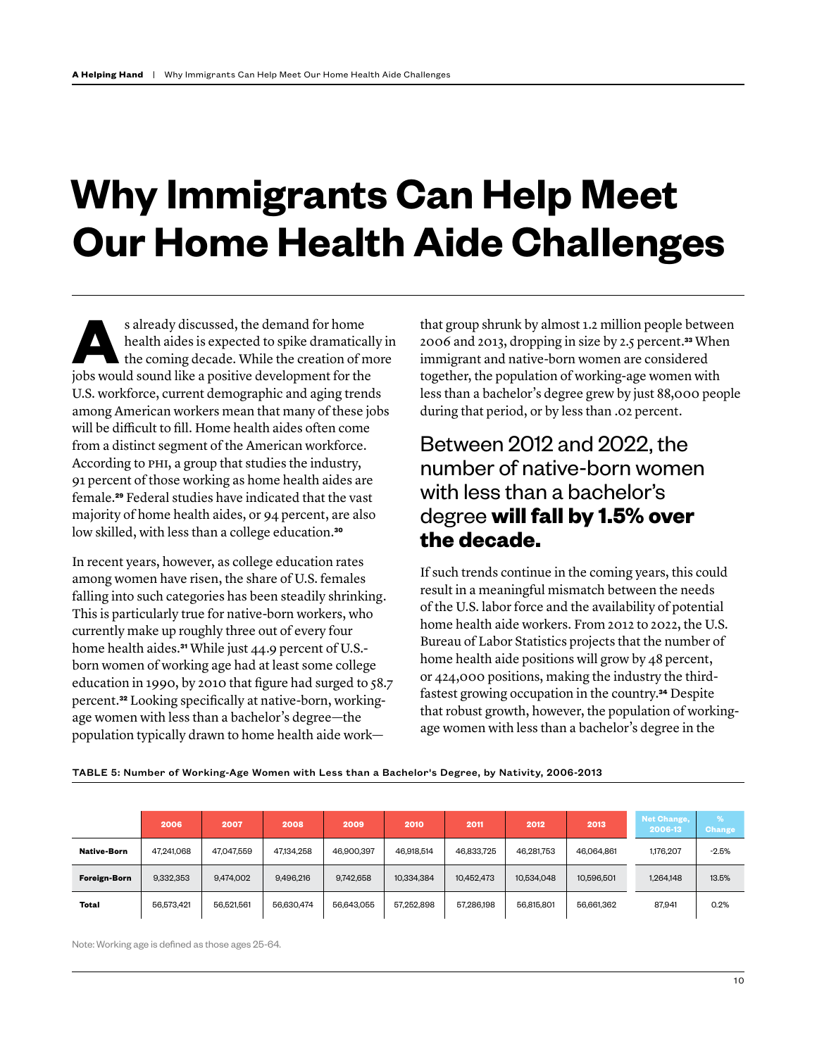# Why Immigrants Can Help Meet Our Home Health Aide Challenges

As already discussed, the demand for home health aides is expected to spike dramatically in the coming decade. While the creation of more jobs would sound like a positive development for the U.S. workforce, current demographic and aging trends among American workers mean that many of these jobs will be difficult to fill. Home health aides often come from a distinct segment of the American workforce. According to PHI, a group that studies the industry, 91 percent of those working as home health aides are female.[29] Federal studies have indicated that the vast majority of home health aides, or 94 percent, are also low skilled, with less than a college education.[30]

In recent years, however, as college education rates among women have risen, the share of U.S. females falling into such categories has been steadily shrinking. This is particularly true for native-born workers, who currently make up roughly three out of every four home health aides.[31] While just 44.9 percent of U.S.-born women of working age had at least some college education in 1990, by 2010 that figure had surged to 58.7 percent.[32] Looking specifically at native-born, working-age women with less than a bachelor's degree—the population typically drawn to home health aide work—that group shrunk by almost 1.2 million people between 2006 and 2013, dropping in size by 2.5 percent.[33] When immigrant and native-born women are considered together, the population of working-age women with less than a bachelor's degree grew by just 88,000 people during that period, or by less than .02 percent.

## Between 2012 and 2022, the number of native-born women with less than a bachelor's degree **will fall by 1.5% over the decade.**

If such trends continue in the coming years, this could result in a meaningful mismatch between the needs of the U.S. labor force and the availability of potential home health aide workers. From 2012 to 2022, the U.S. Bureau of Labor Statistics projects that the number of home health aide positions will grow by 48 percent, or 424,000 positions, making the industry the third-fastest growing occupation in the country.[34] Despite that robust growth, however, the population of working-age women with less than a bachelor's degree in the

**TABLE 5: Number of Working-Age Women with Less than a Bachelor's Degree, by Nativity, 2006-2013**

| | 2006 | 2007 | 2008 | 2009 | 2010 | 2011 | 2012 | 2013 | Net Change, 2006-13 | % Change |
|---|---|---|---|---|---|---|---|---|---|---|
| **Native-Born** | 47,241,068 | 47,047,559 | 47,134,258 | 46,900,397 | 46,918,514 | 46,833,725 | 46,281,753 | 46,064,861 | 1,176,207 | -2.5% |
| **Foreign-Born** | 9,332,353 | 9,474,002 | 9,496,216 | 9,742,658 | 10,334,384 | 10,452,473 | 10,534,048 | 10,596,501 | 1,264,148 | 13.5% |
| **Total** | 56,573,421 | 56,521,561 | 56,630,474 | 56,643,055 | 57,252,898 | 57,286,198 | 56,815,801 | 56,661,362 | 87,941 | 0.2% |

Note: Working age is defined as those ages 25-64.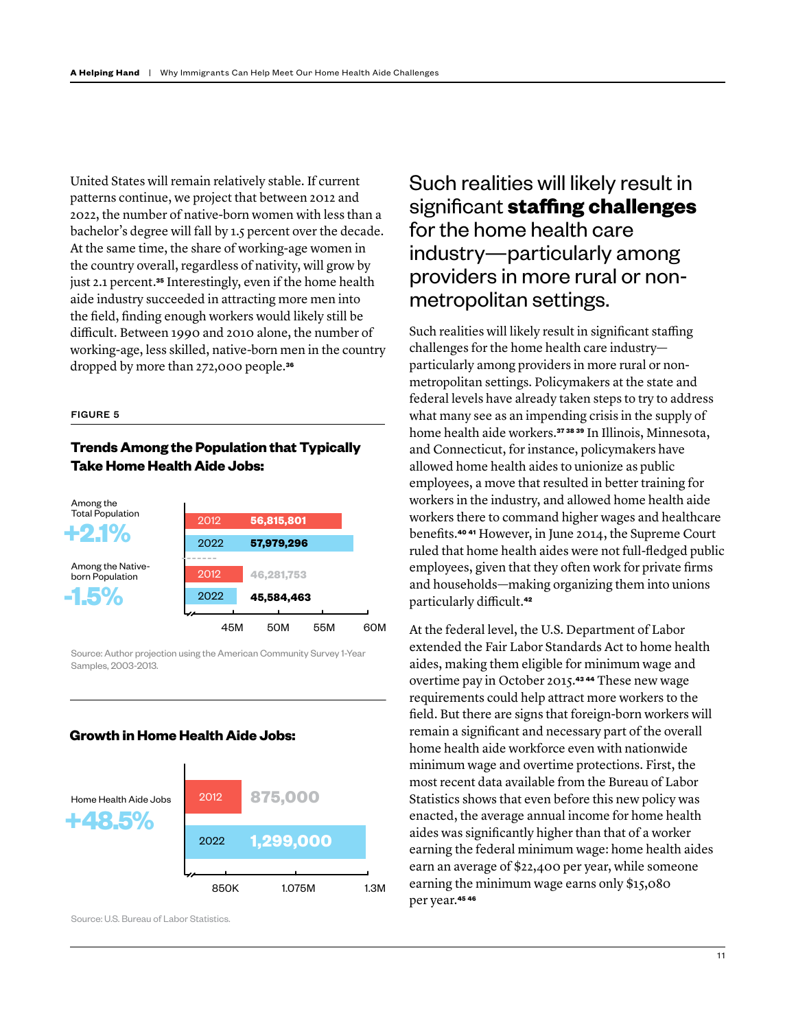United States will remain relatively stable. If current patterns continue, we project that between 2012 and 2022, the number of native-born women with less than a bachelor's degree will fall by 1.5 percent over the decade. At the same time, the share of working-age women in the country overall, regardless of nativity, will grow by just 2.1 percent.[35] Interestingly, even if the home health aide industry succeeded in attracting more men into the field, finding enough workers would likely still be difficult. Between 1990 and 2010 alone, the number of working-age, less skilled, native-born men in the country dropped by more than 272,000 people.[36]

FIGURE 5

### Trends Among the Population that Typically Take Home Health Aide Jobs:

| | Year | Population |
|---|---|---|
| Among the Total Population **+2.1%** | 2012 | 56,815,801 |
| | 2022 | 57,979,296 |
| Among the Native-born Population **-1.5%** | 2012 | 46,281,753 |
| | 2022 | 45,584,463 |

Source: Author projection using the American Community Survey 1-Year Samples, 2003-2013.

### Growth in Home Health Aide Jobs:

| | Year | Jobs |
|---|---|---|
| Home Health Aide Jobs **+48.5%** | 2012 | 875,000 |
| | 2022 | 1,299,000 |

Source: U.S. Bureau of Labor Statistics.

## Such realities will likely result in significant **staffing challenges** for the home health care industry—particularly among providers in more rural or non-metropolitan settings.

Such realities will likely result in significant staffing challenges for the home health care industry—particularly among providers in more rural or non-metropolitan settings. Policymakers at the state and federal levels have already taken steps to try to address what many see as an impending crisis in the supply of home health aide workers.[37 38 39] In Illinois, Minnesota, and Connecticut, for instance, policymakers have allowed home health aides to unionize as public employees, a move that resulted in better training for workers in the industry, and allowed home health aide workers there to command higher wages and healthcare benefits.[40 41] However, in June 2014, the Supreme Court ruled that home health aides were not full-fledged public employees, given that they often work for private firms and households—making organizing them into unions particularly difficult.[42]

At the federal level, the U.S. Department of Labor extended the Fair Labor Standards Act to home health aides, making them eligible for minimum wage and overtime pay in October 2015.[43 44] These new wage requirements could help attract more workers to the field. But there are signs that foreign-born workers will remain a significant and necessary part of the overall home health aide workforce even with nationwide minimum wage and overtime protections. First, the most recent data available from the Bureau of Labor Statistics shows that even before this new policy was enacted, the average annual income for home health aides was significantly higher than that of a worker earning the federal minimum wage: home health aides earn an average of $22,400 per year, while someone earning the minimum wage earns only $15,080 per year.[45 46]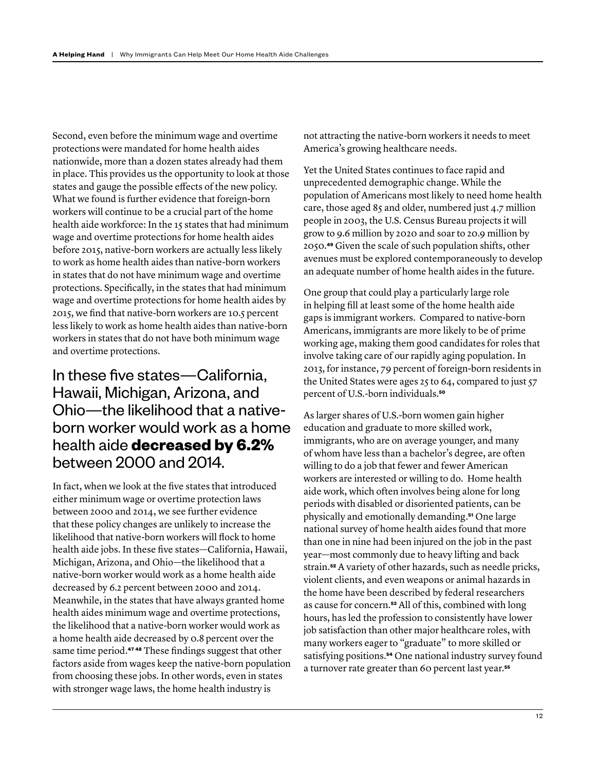Second, even before the minimum wage and overtime protections were mandated for home health aides nationwide, more than a dozen states already had them in place. This provides us the opportunity to look at those states and gauge the possible effects of the new policy. What we found is further evidence that foreign-born workers will continue to be a crucial part of the home health aide workforce: In the 15 states that had minimum wage and overtime protections for home health aides before 2015, native-born workers are actually less likely to work as home health aides than native-born workers in states that do not have minimum wage and overtime protections. Specifically, in the states that had minimum wage and overtime protections for home health aides by 2015, we find that native-born workers are 10.5 percent less likely to work as home health aides than native-born workers in states that do not have both minimum wage and overtime protections.

> In these five states—California, Hawaii, Michigan, Arizona, and Ohio—the likelihood that a native-born worker would work as a home health aide **decreased by 6.2%** between 2000 and 2014.

In fact, when we look at the five states that introduced either minimum wage or overtime protection laws between 2000 and 2014, we see further evidence that these policy changes are unlikely to increase the likelihood that native-born workers will flock to home health aide jobs. In these five states—California, Hawaii, Michigan, Arizona, and Ohio—the likelihood that a native-born worker would work as a home health aide decreased by 6.2 percent between 2000 and 2014. Meanwhile, in the states that have always granted home health aides minimum wage and overtime protections, the likelihood that a native-born worker would work as a home health aide decreased by 0.8 percent over the same time period.[47 48] These findings suggest that other factors aside from wages keep the native-born population from choosing these jobs. In other words, even in states with stronger wage laws, the home health industry is not attracting the native-born workers it needs to meet America's growing healthcare needs.

Yet the United States continues to face rapid and unprecedented demographic change. While the population of Americans most likely to need home health care, those aged 85 and older, numbered just 4.7 million people in 2003, the U.S. Census Bureau projects it will grow to 9.6 million by 2020 and soar to 20.9 million by 2050.[49] Given the scale of such population shifts, other avenues must be explored contemporaneously to develop an adequate number of home health aides in the future.

One group that could play a particularly large role in helping fill at least some of the home health aide gaps is immigrant workers. Compared to native-born Americans, immigrants are more likely to be of prime working age, making them good candidates for roles that involve taking care of our rapidly aging population. In 2013, for instance, 79 percent of foreign-born residents in the United States were ages 25 to 64, compared to just 57 percent of U.S.-born individuals.[50]

As larger shares of U.S.-born women gain higher education and graduate to more skilled work, immigrants, who are on average younger, and many of whom have less than a bachelor's degree, are often willing to do a job that fewer and fewer American workers are interested or willing to do. Home health aide work, which often involves being alone for long periods with disabled or disoriented patients, can be physically and emotionally demanding.[51] One large national survey of home health aides found that more than one in nine had been injured on the job in the past year—most commonly due to heavy lifting and back strain.[52] A variety of other hazards, such as needle pricks, violent clients, and even weapons or animal hazards in the home have been described by federal researchers as cause for concern.[53] All of this, combined with long hours, has led the profession to consistently have lower job satisfaction than other major healthcare roles, with many workers eager to "graduate" to more skilled or satisfying positions.[54] One national industry survey found a turnover rate greater than 60 percent last year.[55]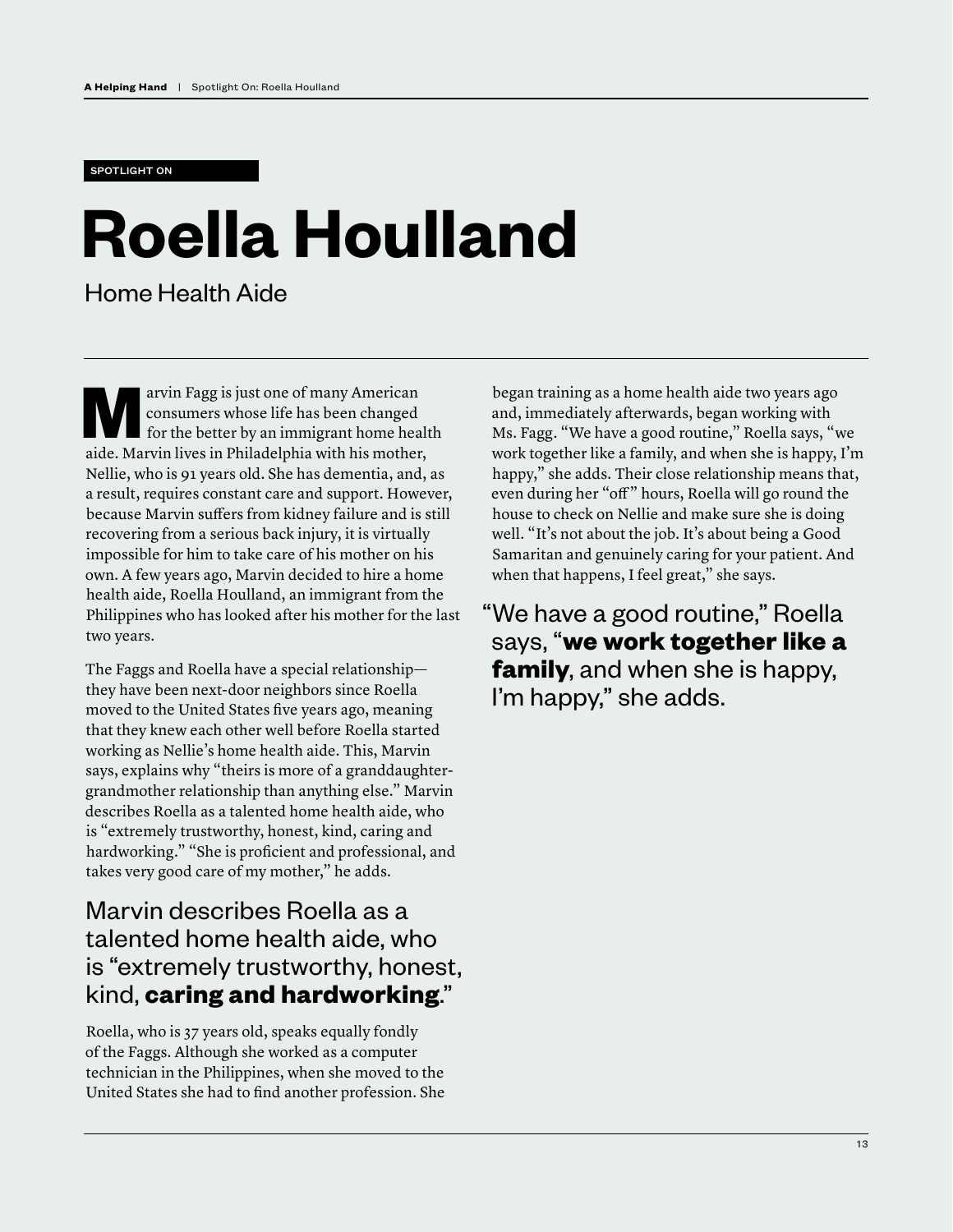SPOTLIGHT ON

# Roella Houlland

## Home Health Aide

Marvin Fagg is just one of many American consumers whose life has been changed for the better by an immigrant home health aide. Marvin lives in Philadelphia with his mother, Nellie, who is 91 years old. She has dementia, and, as a result, requires constant care and support. However, because Marvin suffers from kidney failure and is still recovering from a serious back injury, it is virtually impossible for him to take care of his mother on his own. A few years ago, Marvin decided to hire a home health aide, Roella Houlland, an immigrant from the Philippines who has looked after his mother for the last two years.

The Faggs and Roella have a special relationship—they have been next-door neighbors since Roella moved to the United States five years ago, meaning that they knew each other well before Roella started working as Nellie's home health aide. This, Marvin says, explains why "theirs is more of a granddaughter-grandmother relationship than anything else." Marvin describes Roella as a talented home health aide, who is "extremely trustworthy, honest, kind, caring and hardworking." "She is proficient and professional, and takes very good care of my mother," he adds.

> Marvin describes Roella as a talented home health aide, who is "extremely trustworthy, honest, kind, **caring and hardworking**."

Roella, who is 37 years old, speaks equally fondly of the Faggs. Although she worked as a computer technician in the Philippines, when she moved to the United States she had to find another profession. She began training as a home health aide two years ago and, immediately afterwards, began working with Ms. Fagg. "We have a good routine," Roella says, "we work together like a family, and when she is happy, I'm happy," she adds. Their close relationship means that, even during her "off" hours, Roella will go round the house to check on Nellie and make sure she is doing well. "It's not about the job. It's about being a Good Samaritan and genuinely caring for your patient. And when that happens, I feel great," she says.

> "We have a good routine," Roella says, "**we work together like a family**, and when she is happy, I'm happy," she adds.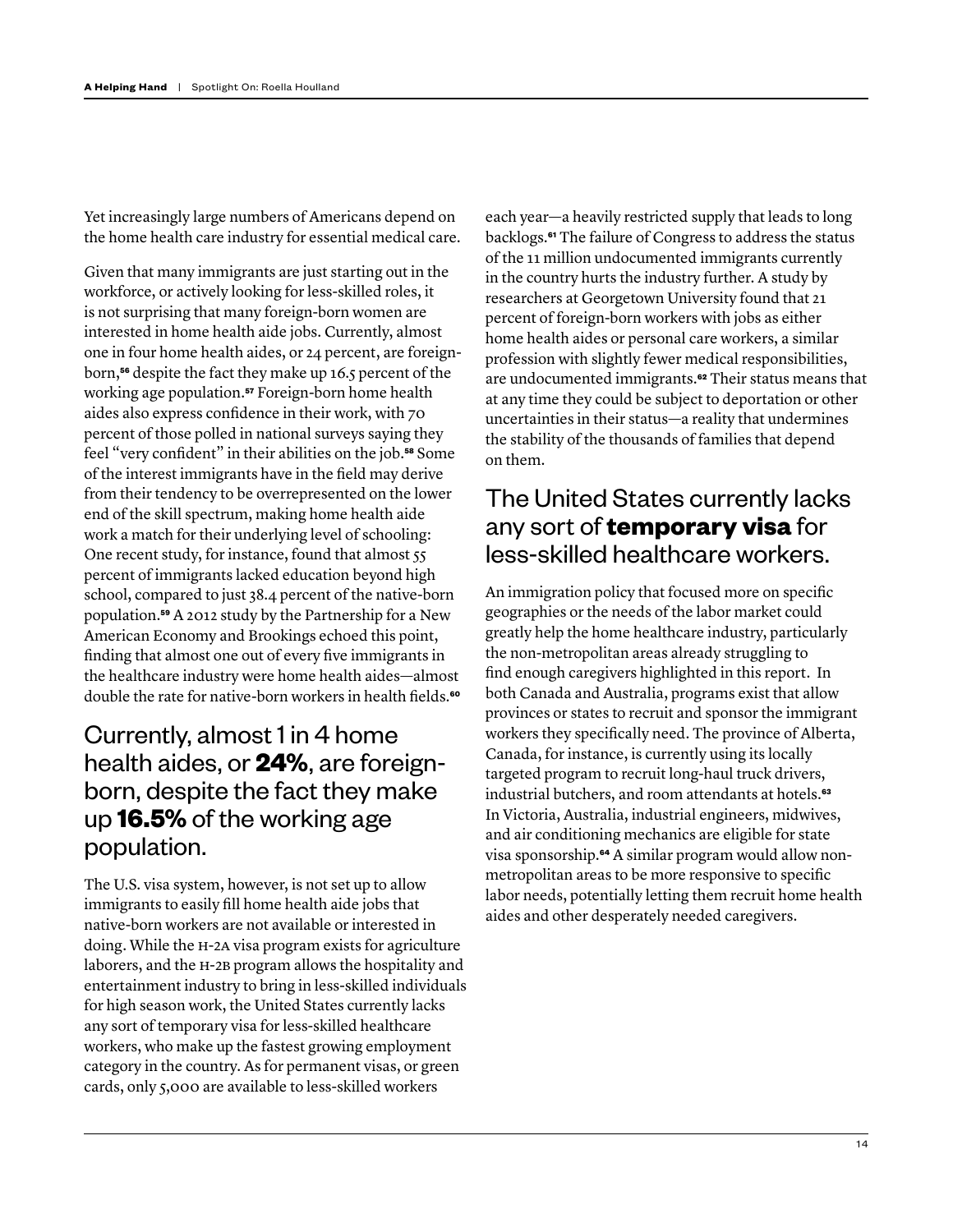Yet increasingly large numbers of Americans depend on the home health care industry for essential medical care.

Given that many immigrants are just starting out in the workforce, or actively looking for less-skilled roles, it is not surprising that many foreign-born women are interested in home health aide jobs. Currently, almost one in four home health aides, or 24 percent, are foreign-born,[56] despite the fact they make up 16.5 percent of the working age population.[57] Foreign-born home health aides also express confidence in their work, with 70 percent of those polled in national surveys saying they feel "very confident" in their abilities on the job.[58] Some of the interest immigrants have in the field may derive from their tendency to be overrepresented on the lower end of the skill spectrum, making home health aide work a match for their underlying level of schooling: One recent study, for instance, found that almost 55 percent of immigrants lacked education beyond high school, compared to just 38.4 percent of the native-born population.[59] A 2012 study by the Partnership for a New American Economy and Brookings echoed this point, finding that almost one out of every five immigrants in the healthcare industry were home health aides—almost double the rate for native-born workers in health fields.[60]

## Currently, almost 1 in 4 home health aides, or **24%**, are foreign-born, despite the fact they make up **16.5%** of the working age population.

The U.S. visa system, however, is not set up to allow immigrants to easily fill home health aide jobs that native-born workers are not available or interested in doing. While the H-2A visa program exists for agriculture laborers, and the H-2B program allows the hospitality and entertainment industry to bring in less-skilled individuals for high season work, the United States currently lacks any sort of temporary visa for less-skilled healthcare workers, who make up the fastest growing employment category in the country. As for permanent visas, or green cards, only 5,000 are available to less-skilled workers each year—a heavily restricted supply that leads to long backlogs.[61] The failure of Congress to address the status of the 11 million undocumented immigrants currently in the country hurts the industry further. A study by researchers at Georgetown University found that 21 percent of foreign-born workers with jobs as either home health aides or personal care workers, a similar profession with slightly fewer medical responsibilities, are undocumented immigrants.[62] Their status means that at any time they could be subject to deportation or other uncertainties in their status—a reality that undermines the stability of the thousands of families that depend on them.

## The United States currently lacks any sort of **temporary visa** for less-skilled healthcare workers.

An immigration policy that focused more on specific geographies or the needs of the labor market could greatly help the home healthcare industry, particularly the non-metropolitan areas already struggling to find enough caregivers highlighted in this report. In both Canada and Australia, programs exist that allow provinces or states to recruit and sponsor the immigrant workers they specifically need. The province of Alberta, Canada, for instance, is currently using its locally targeted program to recruit long-haul truck drivers, industrial butchers, and room attendants at hotels.[63] In Victoria, Australia, industrial engineers, midwives, and air conditioning mechanics are eligible for state visa sponsorship.[64] A similar program would allow non-metropolitan areas to be more responsive to specific labor needs, potentially letting them recruit home health aides and other desperately needed caregivers.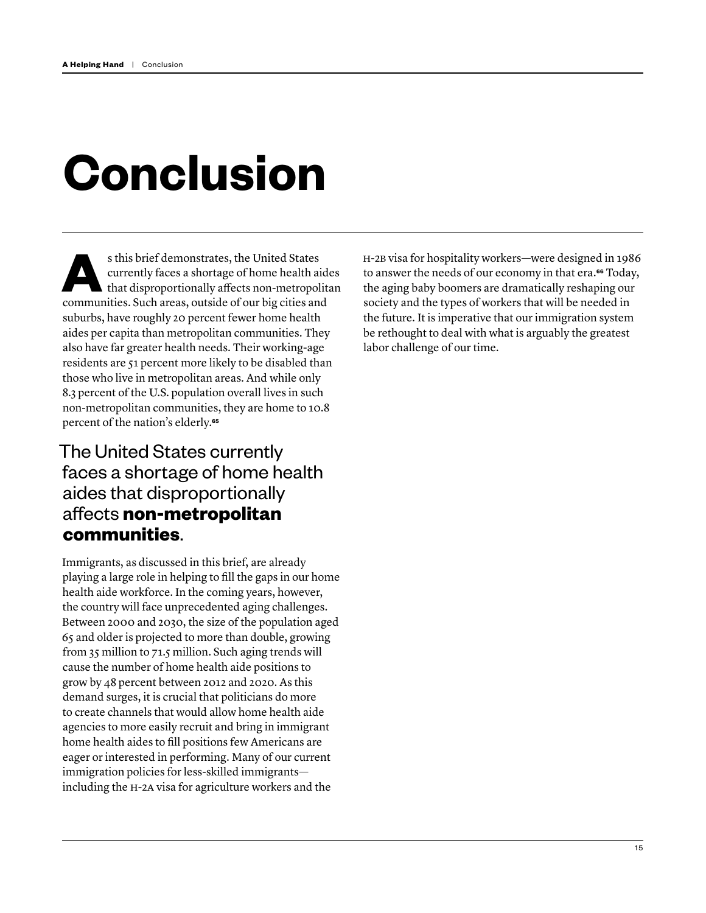# Conclusion

As this brief demonstrates, the United States currently faces a shortage of home health aides that disproportionally affects non-metropolitan communities. Such areas, outside of our big cities and suburbs, have roughly 20 percent fewer home health aides per capita than metropolitan communities. They also have far greater health needs. Their working-age residents are 51 percent more likely to be disabled than those who live in metropolitan areas. And while only 8.3 percent of the U.S. population overall lives in such non-metropolitan communities, they are home to 10.8 percent of the nation's elderly.[65]

> The United States currently faces a shortage of home health aides that disproportionally affects **non-metropolitan communities**.

Immigrants, as discussed in this brief, are already playing a large role in helping to fill the gaps in our home health aide workforce. In the coming years, however, the country will face unprecedented aging challenges. Between 2000 and 2030, the size of the population aged 65 and older is projected to more than double, growing from 35 million to 71.5 million. Such aging trends will cause the number of home health aide positions to grow by 48 percent between 2012 and 2020. As this demand surges, it is crucial that politicians do more to create channels that would allow home health aide agencies to more easily recruit and bring in immigrant home health aides to fill positions few Americans are eager or interested in performing. Many of our current immigration policies for less-skilled immigrants—including the H-2A visa for agriculture workers and the H-2B visa for hospitality workers—were designed in 1986 to answer the needs of our economy in that era.[66] Today, the aging baby boomers are dramatically reshaping our society and the types of workers that will be needed in the future. It is imperative that our immigration system be rethought to deal with what is arguably the greatest labor challenge of our time.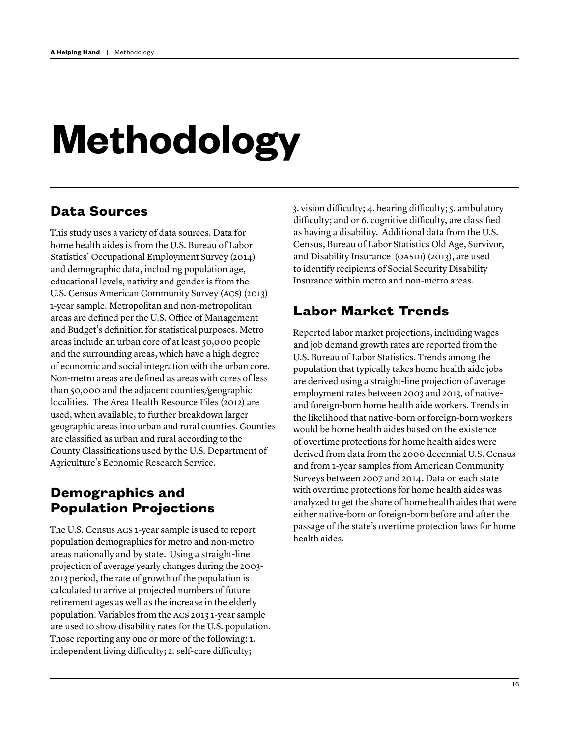# Methodology

## Data Sources

This study uses a variety of data sources. Data for home health aides is from the U.S. Bureau of Labor Statistics' Occupational Employment Survey (2014) and demographic data, including population age, educational levels, nativity and gender is from the U.S. Census American Community Survey (ACS) (2013) 1-year sample. Metropolitan and non-metropolitan areas are defined per the U.S. Office of Management and Budget's definition for statistical purposes. Metro areas include an urban core of at least 50,000 people and the surrounding areas, which have a high degree of economic and social integration with the urban core. Non-metro areas are defined as areas with cores of less than 50,000 and the adjacent counties/geographic localities. The Area Health Resource Files (2012) are used, when available, to further breakdown larger geographic areas into urban and rural counties. Counties are classified as urban and rural according to the County Classifications used by the U.S. Department of Agriculture's Economic Research Service.

## Demographics and Population Projections

The U.S. Census ACS 1-year sample is used to report population demographics for metro and non-metro areas nationally and by state. Using a straight-line projection of average yearly changes during the 2003-2013 period, the rate of growth of the population is calculated to arrive at projected numbers of future retirement ages as well as the increase in the elderly population. Variables from the ACS 2013 1-year sample are used to show disability rates for the U.S. population. Those reporting any one or more of the following: 1. independent living difficulty; 2. self-care difficulty; 3. vision difficulty; 4. hearing difficulty; 5. ambulatory difficulty; and or 6. cognitive difficulty, are classified as having a disability. Additional data from the U.S. Census, Bureau of Labor Statistics Old Age, Survivor, and Disability Insurance (OASDI) (2013), are used to identify recipients of Social Security Disability Insurance within metro and non-metro areas.

## Labor Market Trends

Reported labor market projections, including wages and job demand growth rates are reported from the U.S. Bureau of Labor Statistics. Trends among the population that typically takes home health aide jobs are derived using a straight-line projection of average employment rates between 2003 and 2013, of native- and foreign-born home health aide workers. Trends in the likelihood that native-born or foreign-born workers would be home health aides based on the existence of overtime protections for home health aides were derived from data from the 2000 decennial U.S. Census and from 1-year samples from American Community Surveys between 2007 and 2014. Data on each state with overtime protections for home health aides was analyzed to get the share of home health aides that were either native-born or foreign-born before and after the passage of the state's overtime protection laws for home health aides.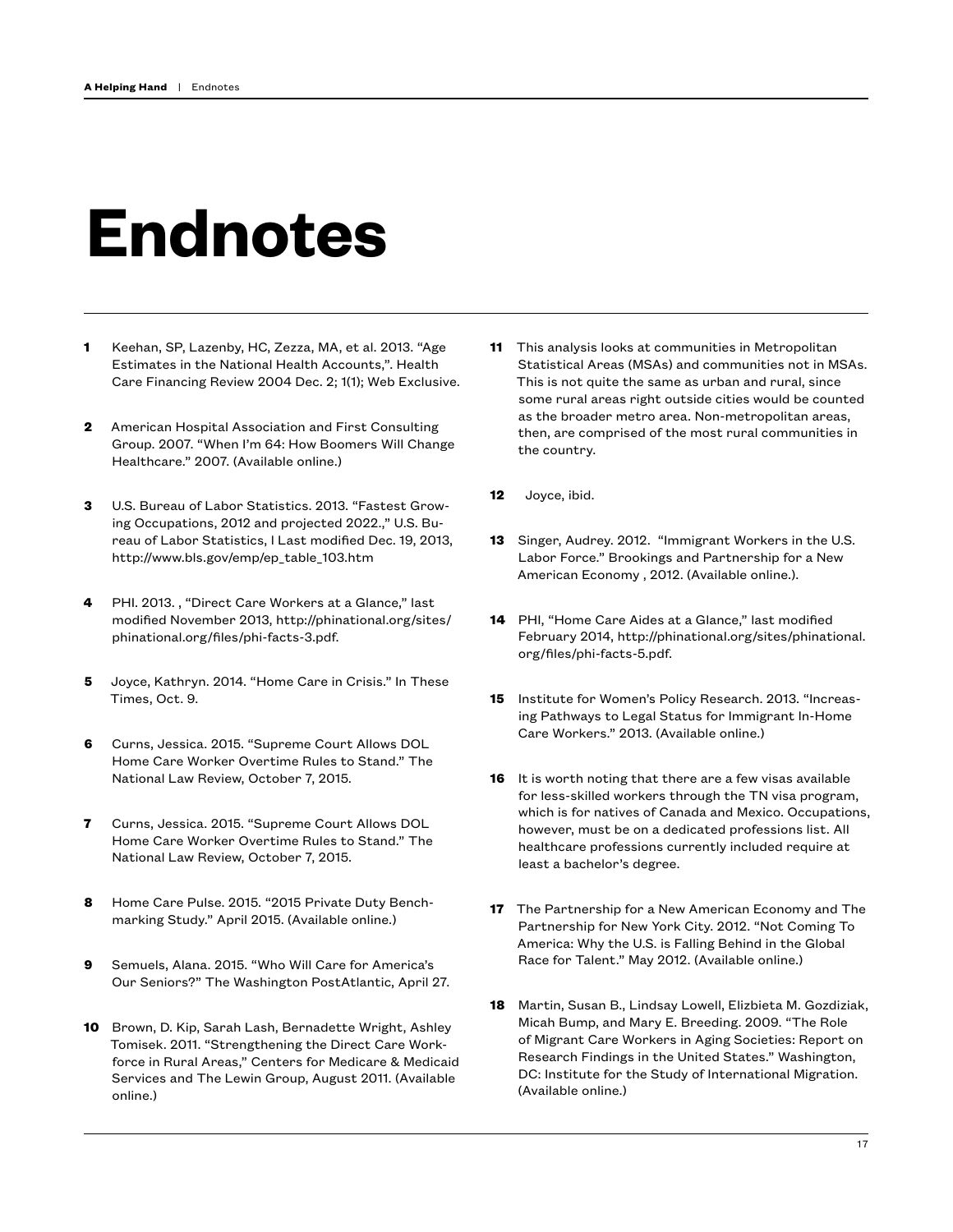# Endnotes

**1** Keehan, SP, Lazenby, HC, Zezza, MA, et al. 2013. "Age Estimates in the National Health Accounts,". Health Care Financing Review 2004 Dec. 2; 1(1); Web Exclusive.

**2** American Hospital Association and First Consulting Group. 2007. "When I'm 64: How Boomers Will Change Healthcare." 2007. (Available online.)

**3** U.S. Bureau of Labor Statistics. 2013. "Fastest Growing Occupations, 2012 and projected 2022.," U.S. Bureau of Labor Statistics, l Last modified Dec. 19, 2013, http://www.bls.gov/emp/ep_table_103.htm

**4** PHI. 2013. , "Direct Care Workers at a Glance," last modified November 2013, http://phinational.org/sites/phinational.org/files/phi-facts-3.pdf.

**5** Joyce, Kathryn. 2014. "Home Care in Crisis." In These Times, Oct. 9.

**6** Curns, Jessica. 2015. "Supreme Court Allows DOL Home Care Worker Overtime Rules to Stand." The National Law Review, October 7, 2015.

**7** Curns, Jessica. 2015. "Supreme Court Allows DOL Home Care Worker Overtime Rules to Stand." The National Law Review, October 7, 2015.

**8** Home Care Pulse. 2015. "2015 Private Duty Benchmarking Study." April 2015. (Available online.)

**9** Semuels, Alana. 2015. "Who Will Care for America's Our Seniors?" The Washington PostAtlantic, April 27.

**10** Brown, D. Kip, Sarah Lash, Bernadette Wright, Ashley Tomisek. 2011. "Strengthening the Direct Care Workforce in Rural Areas," Centers for Medicare & Medicaid Services and The Lewin Group, August 2011. (Available online.)

**11** This analysis looks at communities in Metropolitan Statistical Areas (MSAs) and communities not in MSAs. This is not quite the same as urban and rural, since some rural areas right outside cities would be counted as the broader metro area. Non-metropolitan areas, then, are comprised of the most rural communities in the country.

**12** Joyce, ibid.

**13** Singer, Audrey. 2012. "Immigrant Workers in the U.S. Labor Force." Brookings and Partnership for a New American Economy , 2012. (Available online.).

**14** PHI, "Home Care Aides at a Glance," last modified February 2014, http://phinational.org/sites/phinational.org/files/phi-facts-5.pdf.

**15** Institute for Women's Policy Research. 2013. "Increasing Pathways to Legal Status for Immigrant In-Home Care Workers." 2013. (Available online.)

**16** It is worth noting that there are a few visas available for less-skilled workers through the TN visa program, which is for natives of Canada and Mexico. Occupations, however, must be on a dedicated professions list. All healthcare professions currently included require at least a bachelor's degree.

**17** The Partnership for a New American Economy and The Partnership for New York City. 2012. "Not Coming To America: Why the U.S. is Falling Behind in the Global Race for Talent." May 2012. (Available online.)

**18** Martin, Susan B., Lindsay Lowell, Elizbieta M. Gozdziak, Micah Bump, and Mary E. Breeding. 2009. "The Role of Migrant Care Workers in Aging Societies: Report on Research Findings in the United States." Washington, DC: Institute for the Study of International Migration. (Available online.)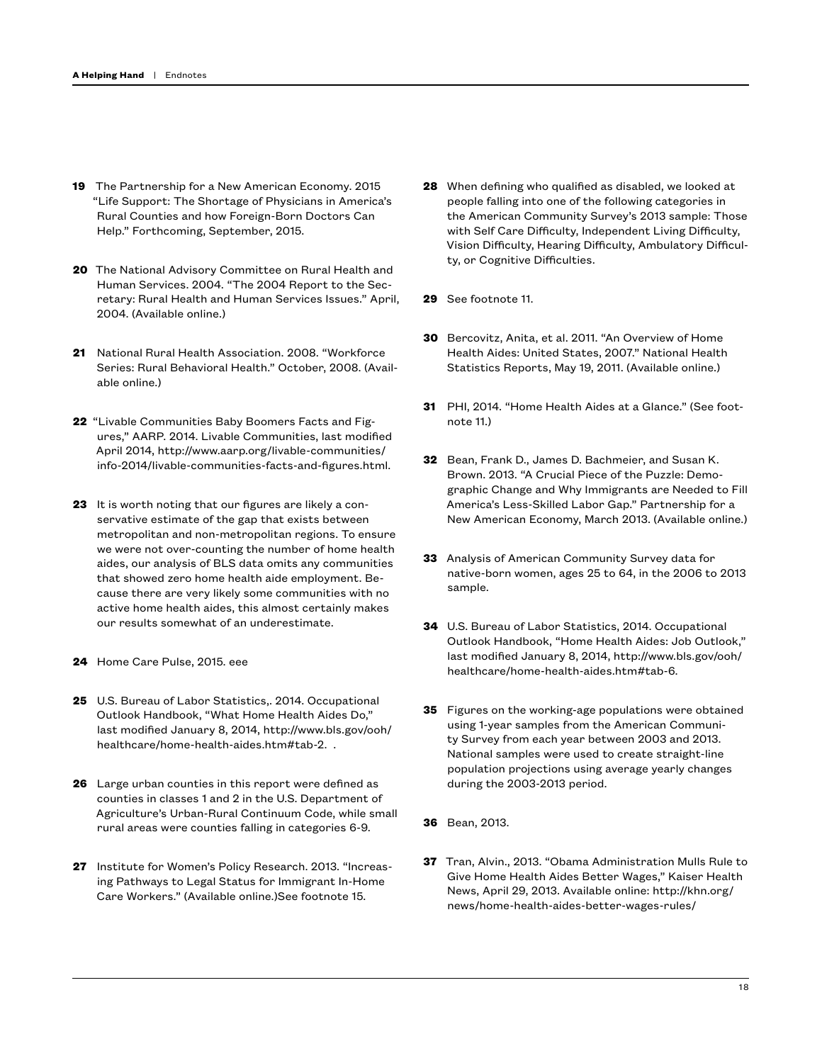**19** The Partnership for a New American Economy. 2015 "Life Support: The Shortage of Physicians in America's Rural Counties and how Foreign-Born Doctors Can Help." Forthcoming, September, 2015.

**20** The National Advisory Committee on Rural Health and Human Services. 2004. "The 2004 Report to the Secretary: Rural Health and Human Services Issues." April, 2004. (Available online.)

**21** National Rural Health Association. 2008. "Workforce Series: Rural Behavioral Health." October, 2008. (Available online.)

**22** "Livable Communities Baby Boomers Facts and Figures," AARP. 2014. Livable Communities, last modified April 2014, http://www.aarp.org/livable-communities/info-2014/livable-communities-facts-and-figures.html.

**23** It is worth noting that our figures are likely a conservative estimate of the gap that exists between metropolitan and non-metropolitan regions. To ensure we were not over-counting the number of home health aides, our analysis of BLS data omits any communities that showed zero home health aide employment. Because there are very likely some communities with no active home health aides, this almost certainly makes our results somewhat of an underestimate.

**24** Home Care Pulse, 2015. eee

**25** U.S. Bureau of Labor Statistics,. 2014. Occupational Outlook Handbook, "What Home Health Aides Do," last modified January 8, 2014, http://www.bls.gov/ooh/healthcare/home-health-aides.htm#tab-2. .

**26** Large urban counties in this report were defined as counties in classes 1 and 2 in the U.S. Department of Agriculture's Urban-Rural Continuum Code, while small rural areas were counties falling in categories 6-9.

**27** Institute for Women's Policy Research. 2013. "Increasing Pathways to Legal Status for Immigrant In-Home Care Workers." (Available online.)See footnote 15.

**28** When defining who qualified as disabled, we looked at people falling into one of the following categories in the American Community Survey's 2013 sample: Those with Self Care Difficulty, Independent Living Difficulty, Vision Difficulty, Hearing Difficulty, Ambulatory Difficulty, or Cognitive Difficulties.

**29** See footnote 11.

**30** Bercovitz, Anita, et al. 2011. "An Overview of Home Health Aides: United States, 2007." National Health Statistics Reports, May 19, 2011. (Available online.)

**31** PHI, 2014. "Home Health Aides at a Glance." (See footnote 11.)

**32** Bean, Frank D., James D. Bachmeier, and Susan K. Brown. 2013. "A Crucial Piece of the Puzzle: Demographic Change and Why Immigrants are Needed to Fill America's Less-Skilled Labor Gap." Partnership for a New American Economy, March 2013. (Available online.)

**33** Analysis of American Community Survey data for native-born women, ages 25 to 64, in the 2006 to 2013 sample.

**34** U.S. Bureau of Labor Statistics, 2014. Occupational Outlook Handbook, "Home Health Aides: Job Outlook," last modified January 8, 2014, http://www.bls.gov/ooh/healthcare/home-health-aides.htm#tab-6.

**35** Figures on the working-age populations were obtained using 1-year samples from the American Community Survey from each year between 2003 and 2013. National samples were used to create straight-line population projections using average yearly changes during the 2003-2013 period.

**36** Bean, 2013.

**37** Tran, Alvin., 2013. "Obama Administration Mulls Rule to Give Home Health Aides Better Wages," Kaiser Health News, April 29, 2013. Available online: http://khn.org/news/home-health-aides-better-wages-rules/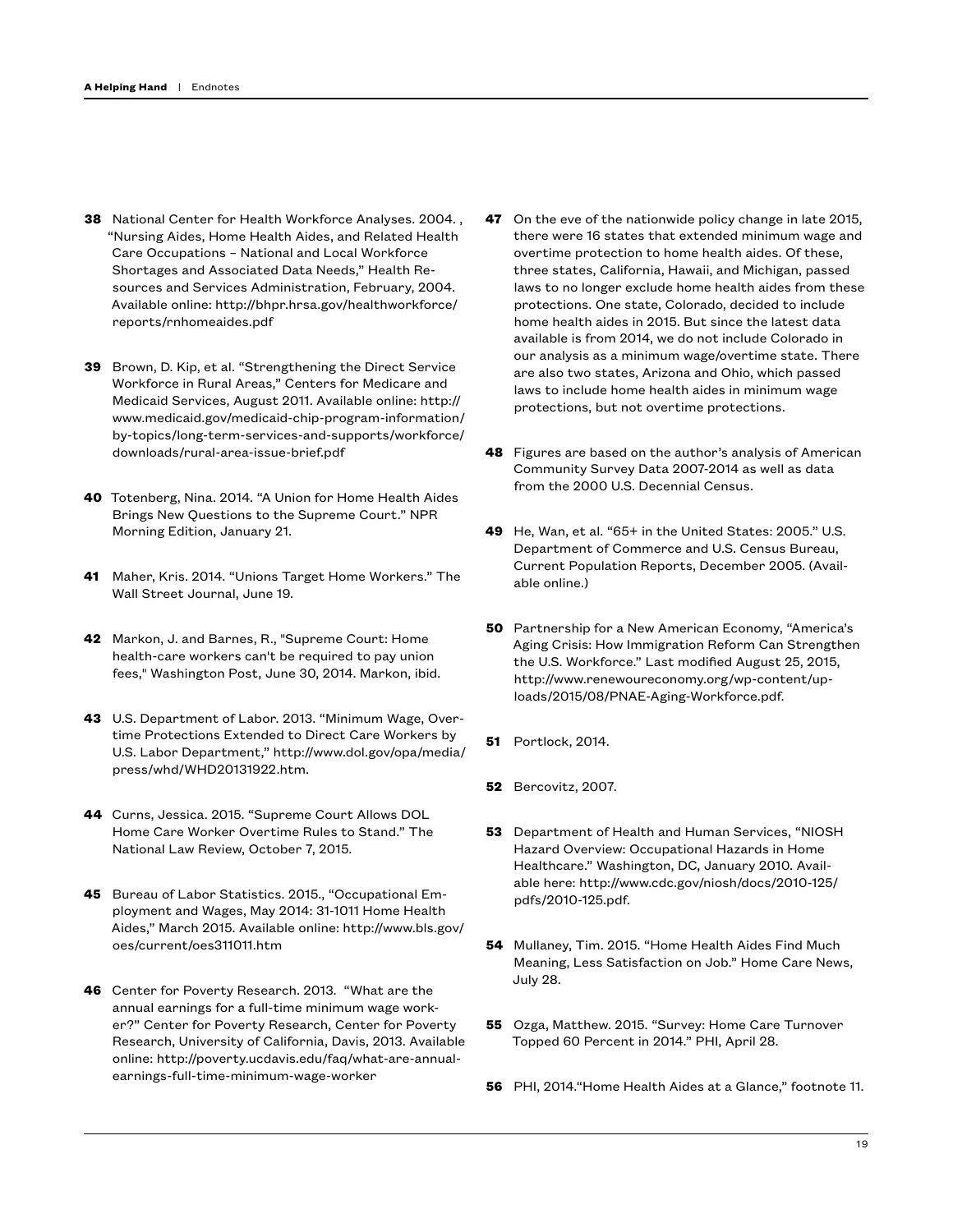**38** National Center for Health Workforce Analyses. 2004. , "Nursing Aides, Home Health Aides, and Related Health Care Occupations – National and Local Workforce Shortages and Associated Data Needs," Health Resources and Services Administration, February, 2004. Available online: http://bhpr.hrsa.gov/healthworkforce/reports/rnhomeaides.pdf

**39** Brown, D. Kip, et al. "Strengthening the Direct Service Workforce in Rural Areas," Centers for Medicare and Medicaid Services, August 2011. Available online: http://www.medicaid.gov/medicaid-chip-program-information/by-topics/long-term-services-and-supports/workforce/downloads/rural-area-issue-brief.pdf

**40** Totenberg, Nina. 2014. "A Union for Home Health Aides Brings New Questions to the Supreme Court." NPR Morning Edition, January 21.

**41** Maher, Kris. 2014. "Unions Target Home Workers." The Wall Street Journal, June 19.

**42** Markon, J. and Barnes, R., "Supreme Court: Home health-care workers can't be required to pay union fees," Washington Post, June 30, 2014. Markon, ibid.

**43** U.S. Department of Labor. 2013. "Minimum Wage, Overtime Protections Extended to Direct Care Workers by U.S. Labor Department," http://www.dol.gov/opa/media/press/whd/WHD20131922.htm.

**44** Curns, Jessica. 2015. "Supreme Court Allows DOL Home Care Worker Overtime Rules to Stand." The National Law Review, October 7, 2015.

**45** Bureau of Labor Statistics. 2015., "Occupational Employment and Wages, May 2014: 31-1011 Home Health Aides," March 2015. Available online: http://www.bls.gov/oes/current/oes311011.htm

**46** Center for Poverty Research. 2013. "What are the annual earnings for a full-time minimum wage worker?" Center for Poverty Research, Center for Poverty Research, University of California, Davis, 2013. Available online: http://poverty.ucdavis.edu/faq/what-are-annual-earnings-full-time-minimum-wage-worker

**47** On the eve of the nationwide policy change in late 2015, there were 16 states that extended minimum wage and overtime protection to home health aides. Of these, three states, California, Hawaii, and Michigan, passed laws to no longer exclude home health aides from these protections. One state, Colorado, decided to include home health aides in 2015. But since the latest data available is from 2014, we do not include Colorado in our analysis as a minimum wage/overtime state. There are also two states, Arizona and Ohio, which passed laws to include home health aides in minimum wage protections, but not overtime protections.

**48** Figures are based on the author's analysis of American Community Survey Data 2007-2014 as well as data from the 2000 U.S. Decennial Census.

**49** He, Wan, et al. "65+ in the United States: 2005." U.S. Department of Commerce and U.S. Census Bureau, Current Population Reports, December 2005. (Available online.)

**50** Partnership for a New American Economy, "America's Aging Crisis: How Immigration Reform Can Strengthen the U.S. Workforce." Last modified August 25, 2015, http://www.renewoureconomy.org/wp-content/uploads/2015/08/PNAE-Aging-Workforce.pdf.

**51** Portlock, 2014.

**52** Bercovitz, 2007.

**53** Department of Health and Human Services, "NIOSH Hazard Overview: Occupational Hazards in Home Healthcare." Washington, DC, January 2010. Available here: http://www.cdc.gov/niosh/docs/2010-125/pdfs/2010-125.pdf.

**54** Mullaney, Tim. 2015. "Home Health Aides Find Much Meaning, Less Satisfaction on Job." Home Care News, July 28.

**55** Ozga, Matthew. 2015. "Survey: Home Care Turnover Topped 60 Percent in 2014." PHI, April 28.

**56** PHI, 2014."Home Health Aides at a Glance," footnote 11.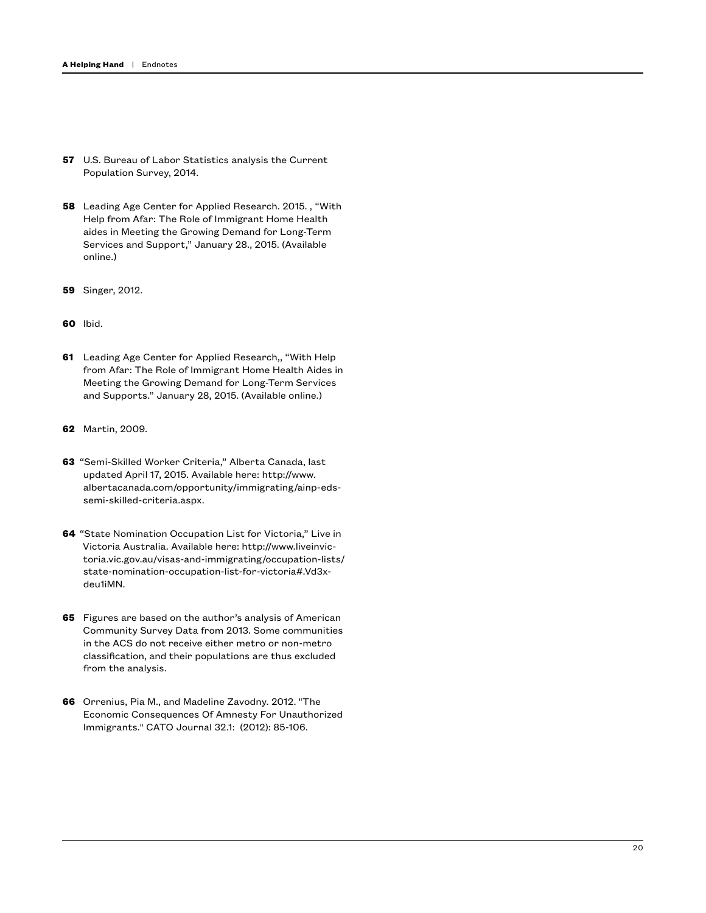**57** U.S. Bureau of Labor Statistics analysis the Current Population Survey, 2014.

**58** Leading Age Center for Applied Research. 2015. , "With Help from Afar: The Role of Immigrant Home Health aides in Meeting the Growing Demand for Long-Term Services and Support," January 28., 2015. (Available online.)

**59** Singer, 2012.

**60** Ibid.

**61** Leading Age Center for Applied Research,, "With Help from Afar: The Role of Immigrant Home Health Aides in Meeting the Growing Demand for Long-Term Services and Supports." January 28, 2015. (Available online.)

**62** Martin, 2009.

**63** "Semi-Skilled Worker Criteria," Alberta Canada, last updated April 17, 2015. Available here: http://www.albertacanada.com/opportunity/immigrating/ainp-eds-semi-skilled-criteria.aspx.

**64** "State Nomination Occupation List for Victoria," Live in Victoria Australia. Available here: http://www.liveinvictoria.vic.gov.au/visas-and-immigrating/occupation-lists/state-nomination-occupation-list-for-victoria#.Vd3xdeu1iMN.

**65** Figures are based on the author's analysis of American Community Survey Data from 2013. Some communities in the ACS do not receive either metro or non-metro classification, and their populations are thus excluded from the analysis.

**66** Orrenius, Pia M., and Madeline Zavodny. 2012. "The Economic Consequences Of Amnesty For Unauthorized Immigrants." CATO Journal 32.1: (2012): 85-106.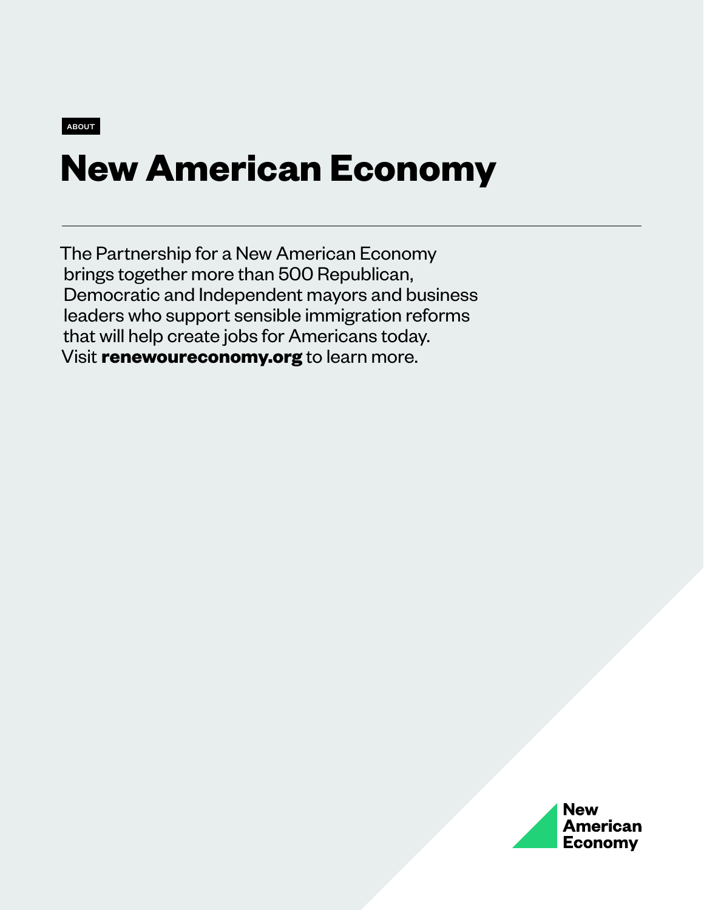ABOUT

# New American Economy

The Partnership for a New American Economy brings together more than 500 Republican, Democratic and Independent mayors and business leaders who support sensible immigration reforms that will help create jobs for Americans today. Visit **renewoureconomy.org** to learn more.

New American Economy